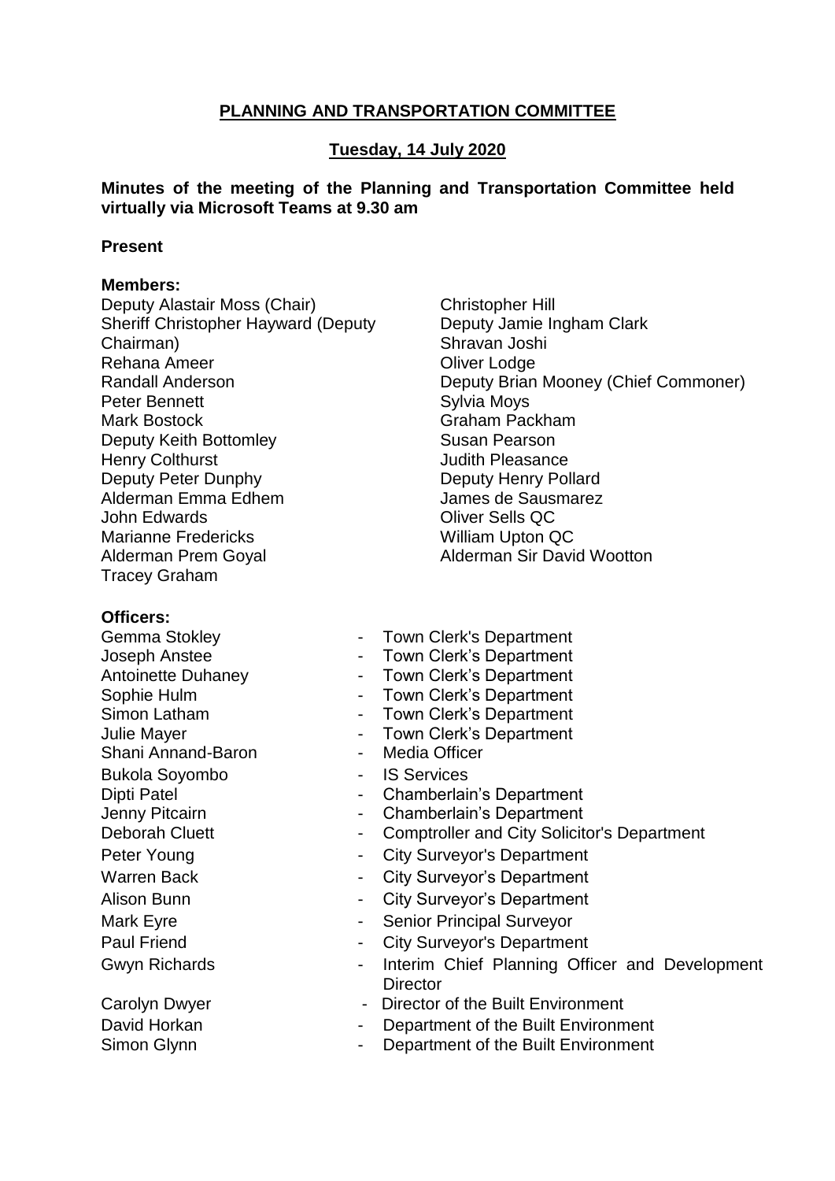# PLANNING AND TRANSPORTATION COMMITTEE

## Tuesday, 14 July 2020

**Minutes of the meeting of the Planning and Transportation Committee held virtually via Microsoft Teams at 9.30 am**

**Present**

**Members:**

Deputy Alastair Moss (Chair)
Sheriff Christopher Hayward (Deputy Chairman)
Rehana Ameer
Randall Anderson
Peter Bennett
Mark Bostock
Deputy Keith Bottomley
Henry Colthurst
Deputy Peter Dunphy
Alderman Emma Edhem
John Edwards
Marianne Fredericks
Alderman Prem Goyal
Tracey Graham
Christopher Hill
Deputy Jamie Ingham Clark
Shravan Joshi
Oliver Lodge
Deputy Brian Mooney (Chief Commoner)
Sylvia Moys
Graham Packham
Susan Pearson
Judith Pleasance
Deputy Henry Pollard
James de Sausmarez
Oliver Sells QC
William Upton QC
Alderman Sir David Wootton

**Officers:**

Gemma Stokley - Town Clerk's Department
Joseph Anstee - Town Clerk's Department
Antoinette Duhaney - Town Clerk's Department
Sophie Hulm - Town Clerk's Department
Simon Latham - Town Clerk's Department
Julie Mayer - Town Clerk's Department
Shani Annand-Baron - Media Officer
Bukola Soyombo - IS Services
Dipti Patel - Chamberlain's Department
Jenny Pitcairn - Chamberlain's Department
Deborah Cluett - Comptroller and City Solicitor's Department
Peter Young - City Surveyor's Department
Warren Back - City Surveyor's Department
Alison Bunn - City Surveyor's Department
Mark Eyre - Senior Principal Surveyor
Paul Friend - City Surveyor's Department
Gwyn Richards - Interim Chief Planning Officer and Development Director
Carolyn Dwyer - Director of the Built Environment
David Horkan - Department of the Built Environment
Simon Glynn - Department of the Built Environment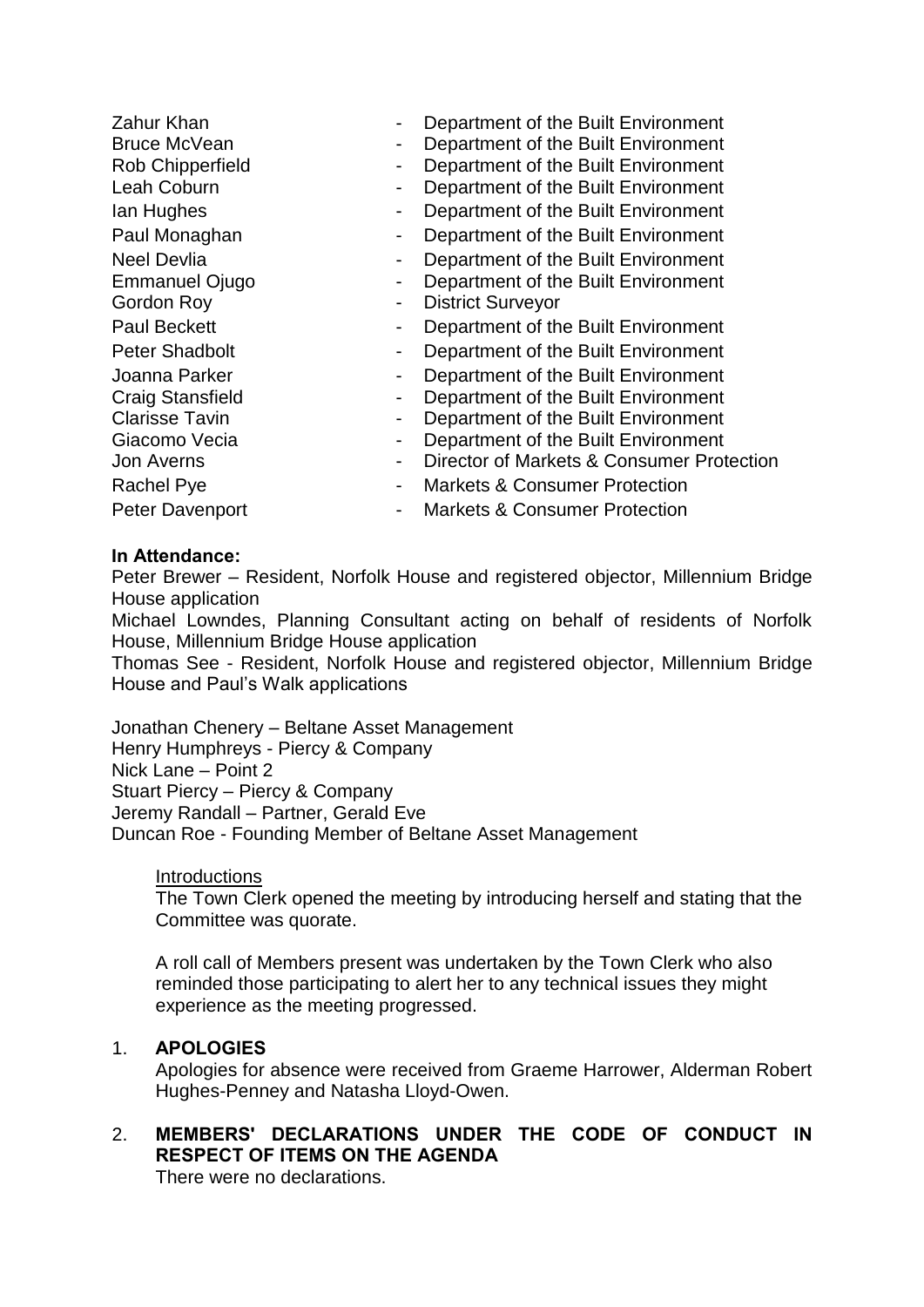| | | |
|---|---|---|
| Zahur Khan | - | Department of the Built Environment |
| Bruce McVean | - | Department of the Built Environment |
| Rob Chipperfield | - | Department of the Built Environment |
| Leah Coburn | - | Department of the Built Environment |
| Ian Hughes | - | Department of the Built Environment |
| Paul Monaghan | - | Department of the Built Environment |
| Neel Devlia | - | Department of the Built Environment |
| Emmanuel Ojugo | - | Department of the Built Environment |
| Gordon Roy | - | District Surveyor |
| Paul Beckett | - | Department of the Built Environment |
| Peter Shadbolt | - | Department of the Built Environment |
| Joanna Parker | - | Department of the Built Environment |
| Craig Stansfield | - | Department of the Built Environment |
| Clarisse Tavin | - | Department of the Built Environment |
| Giacomo Vecia | - | Department of the Built Environment |
| Jon Averns | - | Director of Markets & Consumer Protection |
| Rachel Pye | - | Markets & Consumer Protection |
| Peter Davenport | - | Markets & Consumer Protection |

**In Attendance:**

Peter Brewer – Resident, Norfolk House and registered objector, Millennium Bridge House application

Michael Lowndes, Planning Consultant acting on behalf of residents of Norfolk House, Millennium Bridge House application

Thomas See - Resident, Norfolk House and registered objector, Millennium Bridge House and Paul's Walk applications

Jonathan Chenery – Beltane Asset Management

Henry Humphreys - Piercy & Company

Nick Lane – Point 2

Stuart Piercy – Piercy & Company

Jeremy Randall – Partner, Gerald Eve

Duncan Roe - Founding Member of Beltane Asset Management

Introductions

The Town Clerk opened the meeting by introducing herself and stating that the Committee was quorate.

A roll call of Members present was undertaken by the Town Clerk who also reminded those participating to alert her to any technical issues they might experience as the meeting progressed.

1. **APOLOGIES**

   Apologies for absence were received from Graeme Harrower, Alderman Robert Hughes-Penney and Natasha Lloyd-Owen.

2. **MEMBERS' DECLARATIONS UNDER THE CODE OF CONDUCT IN RESPECT OF ITEMS ON THE AGENDA**

   There were no declarations.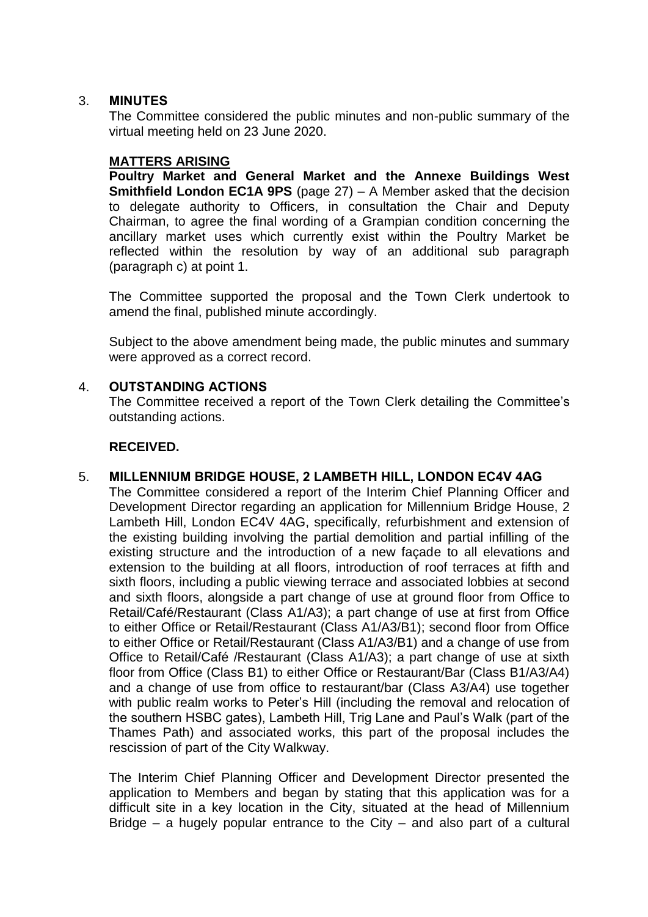3. **MINUTES**

The Committee considered the public minutes and non-public summary of the virtual meeting held on 23 June 2020.

**MATTERS ARISING**

**Poultry Market and General Market and the Annexe Buildings West Smithfield London EC1A 9PS** (page 27) – A Member asked that the decision to delegate authority to Officers, in consultation the Chair and Deputy Chairman, to agree the final wording of a Grampian condition concerning the ancillary market uses which currently exist within the Poultry Market be reflected within the resolution by way of an additional sub paragraph (paragraph c) at point 1.

The Committee supported the proposal and the Town Clerk undertook to amend the final, published minute accordingly.

Subject to the above amendment being made, the public minutes and summary were approved as a correct record.

4. **OUTSTANDING ACTIONS**

The Committee received a report of the Town Clerk detailing the Committee's outstanding actions.

**RECEIVED.**

5. **MILLENNIUM BRIDGE HOUSE, 2 LAMBETH HILL, LONDON EC4V 4AG**

The Committee considered a report of the Interim Chief Planning Officer and Development Director regarding an application for Millennium Bridge House, 2 Lambeth Hill, London EC4V 4AG, specifically, refurbishment and extension of the existing building involving the partial demolition and partial infilling of the existing structure and the introduction of a new façade to all elevations and extension to the building at all floors, introduction of roof terraces at fifth and sixth floors, including a public viewing terrace and associated lobbies at second and sixth floors, alongside a part change of use at ground floor from Office to Retail/Café/Restaurant (Class A1/A3); a part change of use at first from Office to either Office or Retail/Restaurant (Class A1/A3/B1); second floor from Office to either Office or Retail/Restaurant (Class A1/A3/B1) and a change of use from Office to Retail/Café /Restaurant (Class A1/A3); a part change of use at sixth floor from Office (Class B1) to either Office or Restaurant/Bar (Class B1/A3/A4) and a change of use from office to restaurant/bar (Class A3/A4) use together with public realm works to Peter's Hill (including the removal and relocation of the southern HSBC gates), Lambeth Hill, Trig Lane and Paul's Walk (part of the Thames Path) and associated works, this part of the proposal includes the rescission of part of the City Walkway.

The Interim Chief Planning Officer and Development Director presented the application to Members and began by stating that this application was for a difficult site in a key location in the City, situated at the head of Millennium Bridge – a hugely popular entrance to the City – and also part of a cultural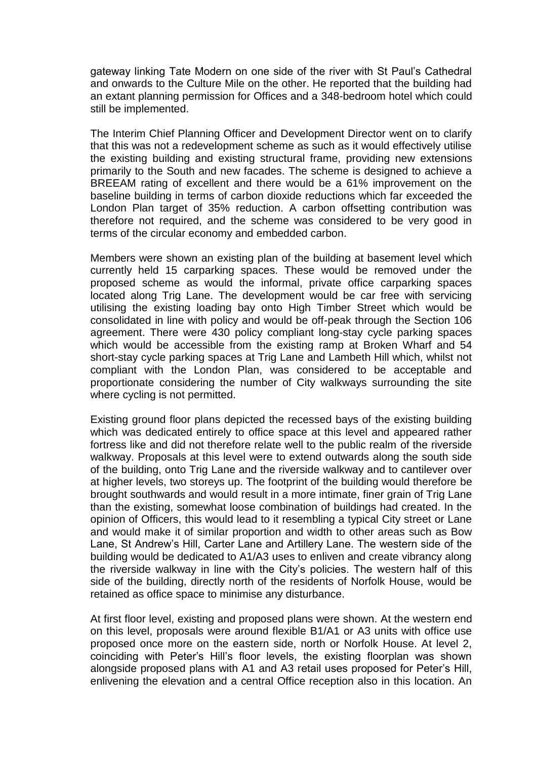gateway linking Tate Modern on one side of the river with St Paul's Cathedral and onwards to the Culture Mile on the other. He reported that the building had an extant planning permission for Offices and a 348-bedroom hotel which could still be implemented.

The Interim Chief Planning Officer and Development Director went on to clarify that this was not a redevelopment scheme as such as it would effectively utilise the existing building and existing structural frame, providing new extensions primarily to the South and new facades. The scheme is designed to achieve a BREEAM rating of excellent and there would be a 61% improvement on the baseline building in terms of carbon dioxide reductions which far exceeded the London Plan target of 35% reduction. A carbon offsetting contribution was therefore not required, and the scheme was considered to be very good in terms of the circular economy and embedded carbon.

Members were shown an existing plan of the building at basement level which currently held 15 carparking spaces. These would be removed under the proposed scheme as would the informal, private office carparking spaces located along Trig Lane. The development would be car free with servicing utilising the existing loading bay onto High Timber Street which would be consolidated in line with policy and would be off-peak through the Section 106 agreement. There were 430 policy compliant long-stay cycle parking spaces which would be accessible from the existing ramp at Broken Wharf and 54 short-stay cycle parking spaces at Trig Lane and Lambeth Hill which, whilst not compliant with the London Plan, was considered to be acceptable and proportionate considering the number of City walkways surrounding the site where cycling is not permitted.

Existing ground floor plans depicted the recessed bays of the existing building which was dedicated entirely to office space at this level and appeared rather fortress like and did not therefore relate well to the public realm of the riverside walkway. Proposals at this level were to extend outwards along the south side of the building, onto Trig Lane and the riverside walkway and to cantilever over at higher levels, two storeys up. The footprint of the building would therefore be brought southwards and would result in a more intimate, finer grain of Trig Lane than the existing, somewhat loose combination of buildings had created. In the opinion of Officers, this would lead to it resembling a typical City street or Lane and would make it of similar proportion and width to other areas such as Bow Lane, St Andrew's Hill, Carter Lane and Artillery Lane. The western side of the building would be dedicated to A1/A3 uses to enliven and create vibrancy along the riverside walkway in line with the City's policies. The western half of this side of the building, directly north of the residents of Norfolk House, would be retained as office space to minimise any disturbance.

At first floor level, existing and proposed plans were shown. At the western end on this level, proposals were around flexible B1/A1 or A3 units with office use proposed once more on the eastern side, north or Norfolk House. At level 2, coinciding with Peter's Hill's floor levels, the existing floorplan was shown alongside proposed plans with A1 and A3 retail uses proposed for Peter's Hill, enlivening the elevation and a central Office reception also in this location. An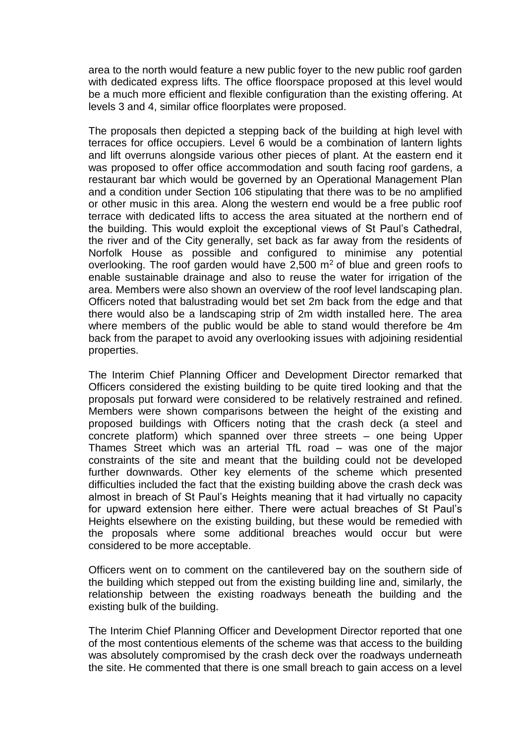area to the north would feature a new public foyer to the new public roof garden with dedicated express lifts. The office floorspace proposed at this level would be a much more efficient and flexible configuration than the existing offering. At levels 3 and 4, similar office floorplates were proposed.

The proposals then depicted a stepping back of the building at high level with terraces for office occupiers. Level 6 would be a combination of lantern lights and lift overruns alongside various other pieces of plant. At the eastern end it was proposed to offer office accommodation and south facing roof gardens, a restaurant bar which would be governed by an Operational Management Plan and a condition under Section 106 stipulating that there was to be no amplified or other music in this area. Along the western end would be a free public roof terrace with dedicated lifts to access the area situated at the northern end of the building. This would exploit the exceptional views of St Paul's Cathedral, the river and of the City generally, set back as far away from the residents of Norfolk House as possible and configured to minimise any potential overlooking. The roof garden would have 2,500 m$^2$ of blue and green roofs to enable sustainable drainage and also to reuse the water for irrigation of the area. Members were also shown an overview of the roof level landscaping plan. Officers noted that balustrading would bet set 2m back from the edge and that there would also be a landscaping strip of 2m width installed here. The area where members of the public would be able to stand would therefore be 4m back from the parapet to avoid any overlooking issues with adjoining residential properties.

The Interim Chief Planning Officer and Development Director remarked that Officers considered the existing building to be quite tired looking and that the proposals put forward were considered to be relatively restrained and refined. Members were shown comparisons between the height of the existing and proposed buildings with Officers noting that the crash deck (a steel and concrete platform) which spanned over three streets – one being Upper Thames Street which was an arterial TfL road – was one of the major constraints of the site and meant that the building could not be developed further downwards. Other key elements of the scheme which presented difficulties included the fact that the existing building above the crash deck was almost in breach of St Paul's Heights meaning that it had virtually no capacity for upward extension here either. There were actual breaches of St Paul's Heights elsewhere on the existing building, but these would be remedied with the proposals where some additional breaches would occur but were considered to be more acceptable.

Officers went on to comment on the cantilevered bay on the southern side of the building which stepped out from the existing building line and, similarly, the relationship between the existing roadways beneath the building and the existing bulk of the building.

The Interim Chief Planning Officer and Development Director reported that one of the most contentious elements of the scheme was that access to the building was absolutely compromised by the crash deck over the roadways underneath the site. He commented that there is one small breach to gain access on a level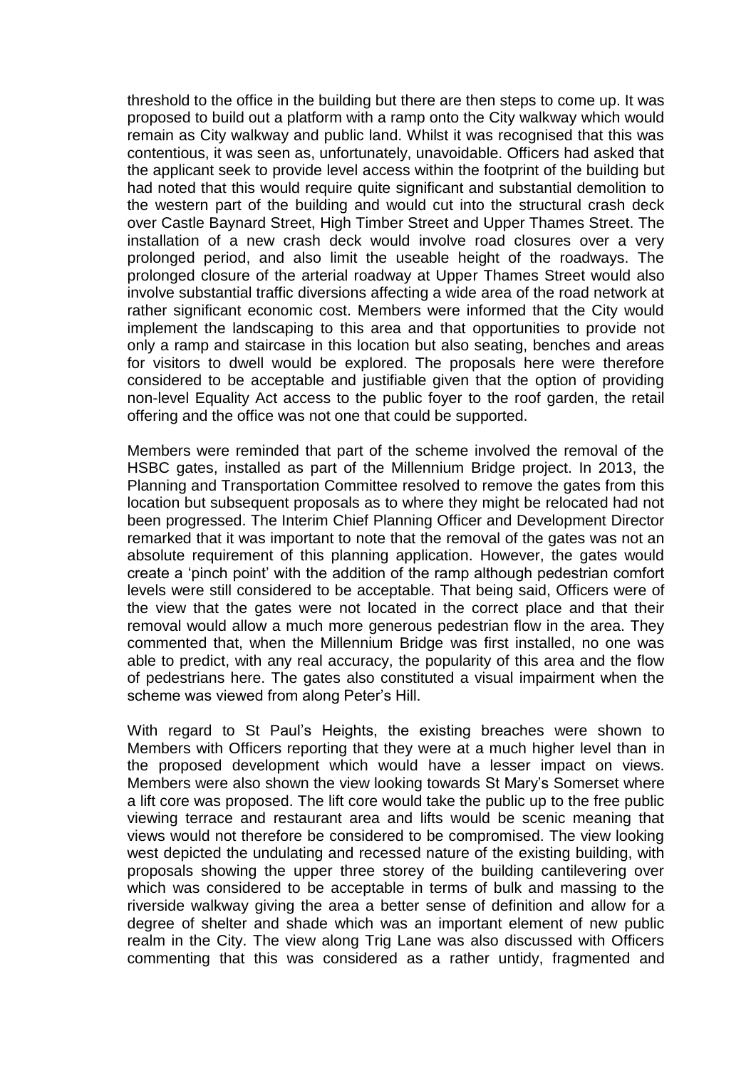threshold to the office in the building but there are then steps to come up. It was proposed to build out a platform with a ramp onto the City walkway which would remain as City walkway and public land. Whilst it was recognised that this was contentious, it was seen as, unfortunately, unavoidable. Officers had asked that the applicant seek to provide level access within the footprint of the building but had noted that this would require quite significant and substantial demolition to the western part of the building and would cut into the structural crash deck over Castle Baynard Street, High Timber Street and Upper Thames Street. The installation of a new crash deck would involve road closures over a very prolonged period, and also limit the useable height of the roadways. The prolonged closure of the arterial roadway at Upper Thames Street would also involve substantial traffic diversions affecting a wide area of the road network at rather significant economic cost. Members were informed that the City would implement the landscaping to this area and that opportunities to provide not only a ramp and staircase in this location but also seating, benches and areas for visitors to dwell would be explored. The proposals here were therefore considered to be acceptable and justifiable given that the option of providing non-level Equality Act access to the public foyer to the roof garden, the retail offering and the office was not one that could be supported.

Members were reminded that part of the scheme involved the removal of the HSBC gates, installed as part of the Millennium Bridge project. In 2013, the Planning and Transportation Committee resolved to remove the gates from this location but subsequent proposals as to where they might be relocated had not been progressed. The Interim Chief Planning Officer and Development Director remarked that it was important to note that the removal of the gates was not an absolute requirement of this planning application. However, the gates would create a 'pinch point' with the addition of the ramp although pedestrian comfort levels were still considered to be acceptable. That being said, Officers were of the view that the gates were not located in the correct place and that their removal would allow a much more generous pedestrian flow in the area. They commented that, when the Millennium Bridge was first installed, no one was able to predict, with any real accuracy, the popularity of this area and the flow of pedestrians here. The gates also constituted a visual impairment when the scheme was viewed from along Peter's Hill.

With regard to St Paul's Heights, the existing breaches were shown to Members with Officers reporting that they were at a much higher level than in the proposed development which would have a lesser impact on views. Members were also shown the view looking towards St Mary's Somerset where a lift core was proposed. The lift core would take the public up to the free public viewing terrace and restaurant area and lifts would be scenic meaning that views would not therefore be considered to be compromised. The view looking west depicted the undulating and recessed nature of the existing building, with proposals showing the upper three storey of the building cantilevering over which was considered to be acceptable in terms of bulk and massing to the riverside walkway giving the area a better sense of definition and allow for a degree of shelter and shade which was an important element of new public realm in the City. The view along Trig Lane was also discussed with Officers commenting that this was considered as a rather untidy, fragmented and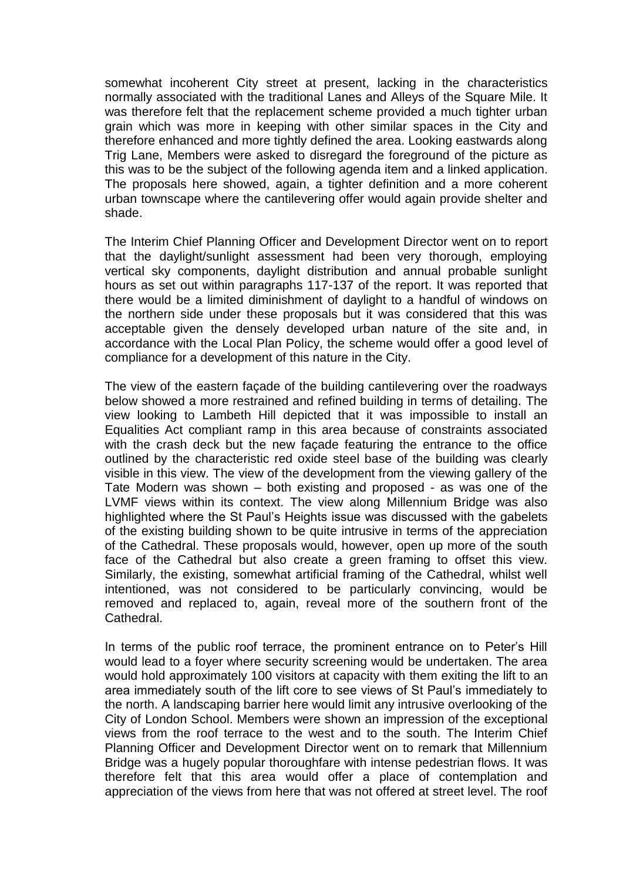somewhat incoherent City street at present, lacking in the characteristics normally associated with the traditional Lanes and Alleys of the Square Mile. It was therefore felt that the replacement scheme provided a much tighter urban grain which was more in keeping with other similar spaces in the City and therefore enhanced and more tightly defined the area. Looking eastwards along Trig Lane, Members were asked to disregard the foreground of the picture as this was to be the subject of the following agenda item and a linked application. The proposals here showed, again, a tighter definition and a more coherent urban townscape where the cantilevering offer would again provide shelter and shade.

The Interim Chief Planning Officer and Development Director went on to report that the daylight/sunlight assessment had been very thorough, employing vertical sky components, daylight distribution and annual probable sunlight hours as set out within paragraphs 117-137 of the report. It was reported that there would be a limited diminishment of daylight to a handful of windows on the northern side under these proposals but it was considered that this was acceptable given the densely developed urban nature of the site and, in accordance with the Local Plan Policy, the scheme would offer a good level of compliance for a development of this nature in the City.

The view of the eastern façade of the building cantilevering over the roadways below showed a more restrained and refined building in terms of detailing. The view looking to Lambeth Hill depicted that it was impossible to install an Equalities Act compliant ramp in this area because of constraints associated with the crash deck but the new façade featuring the entrance to the office outlined by the characteristic red oxide steel base of the building was clearly visible in this view. The view of the development from the viewing gallery of the Tate Modern was shown – both existing and proposed - as was one of the LVMF views within its context. The view along Millennium Bridge was also highlighted where the St Paul's Heights issue was discussed with the gabelets of the existing building shown to be quite intrusive in terms of the appreciation of the Cathedral. These proposals would, however, open up more of the south face of the Cathedral but also create a green framing to offset this view. Similarly, the existing, somewhat artificial framing of the Cathedral, whilst well intentioned, was not considered to be particularly convincing, would be removed and replaced to, again, reveal more of the southern front of the Cathedral.

In terms of the public roof terrace, the prominent entrance on to Peter's Hill would lead to a foyer where security screening would be undertaken. The area would hold approximately 100 visitors at capacity with them exiting the lift to an area immediately south of the lift core to see views of St Paul's immediately to the north. A landscaping barrier here would limit any intrusive overlooking of the City of London School. Members were shown an impression of the exceptional views from the roof terrace to the west and to the south. The Interim Chief Planning Officer and Development Director went on to remark that Millennium Bridge was a hugely popular thoroughfare with intense pedestrian flows. It was therefore felt that this area would offer a place of contemplation and appreciation of the views from here that was not offered at street level. The roof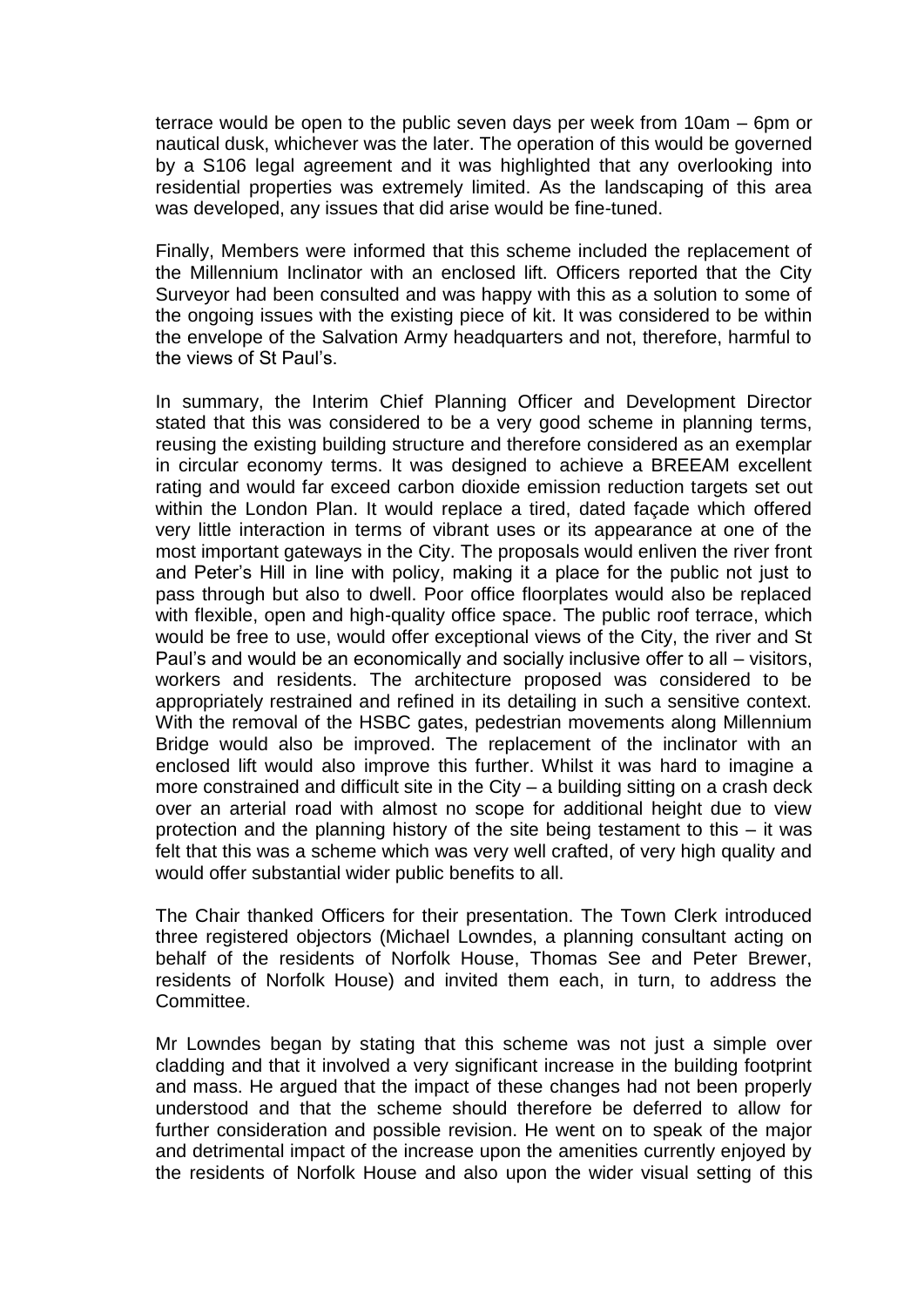terrace would be open to the public seven days per week from 10am – 6pm or nautical dusk, whichever was the later. The operation of this would be governed by a S106 legal agreement and it was highlighted that any overlooking into residential properties was extremely limited. As the landscaping of this area was developed, any issues that did arise would be fine-tuned.

Finally, Members were informed that this scheme included the replacement of the Millennium Inclinator with an enclosed lift. Officers reported that the City Surveyor had been consulted and was happy with this as a solution to some of the ongoing issues with the existing piece of kit. It was considered to be within the envelope of the Salvation Army headquarters and not, therefore, harmful to the views of St Paul's.

In summary, the Interim Chief Planning Officer and Development Director stated that this was considered to be a very good scheme in planning terms, reusing the existing building structure and therefore considered as an exemplar in circular economy terms. It was designed to achieve a BREEAM excellent rating and would far exceed carbon dioxide emission reduction targets set out within the London Plan. It would replace a tired, dated façade which offered very little interaction in terms of vibrant uses or its appearance at one of the most important gateways in the City. The proposals would enliven the river front and Peter's Hill in line with policy, making it a place for the public not just to pass through but also to dwell. Poor office floorplates would also be replaced with flexible, open and high-quality office space. The public roof terrace, which would be free to use, would offer exceptional views of the City, the river and St Paul's and would be an economically and socially inclusive offer to all – visitors, workers and residents. The architecture proposed was considered to be appropriately restrained and refined in its detailing in such a sensitive context. With the removal of the HSBC gates, pedestrian movements along Millennium Bridge would also be improved. The replacement of the inclinator with an enclosed lift would also improve this further. Whilst it was hard to imagine a more constrained and difficult site in the City – a building sitting on a crash deck over an arterial road with almost no scope for additional height due to view protection and the planning history of the site being testament to this – it was felt that this was a scheme which was very well crafted, of very high quality and would offer substantial wider public benefits to all.

The Chair thanked Officers for their presentation. The Town Clerk introduced three registered objectors (Michael Lowndes, a planning consultant acting on behalf of the residents of Norfolk House, Thomas See and Peter Brewer, residents of Norfolk House) and invited them each, in turn, to address the Committee.

Mr Lowndes began by stating that this scheme was not just a simple over cladding and that it involved a very significant increase in the building footprint and mass. He argued that the impact of these changes had not been properly understood and that the scheme should therefore be deferred to allow for further consideration and possible revision. He went on to speak of the major and detrimental impact of the increase upon the amenities currently enjoyed by the residents of Norfolk House and also upon the wider visual setting of this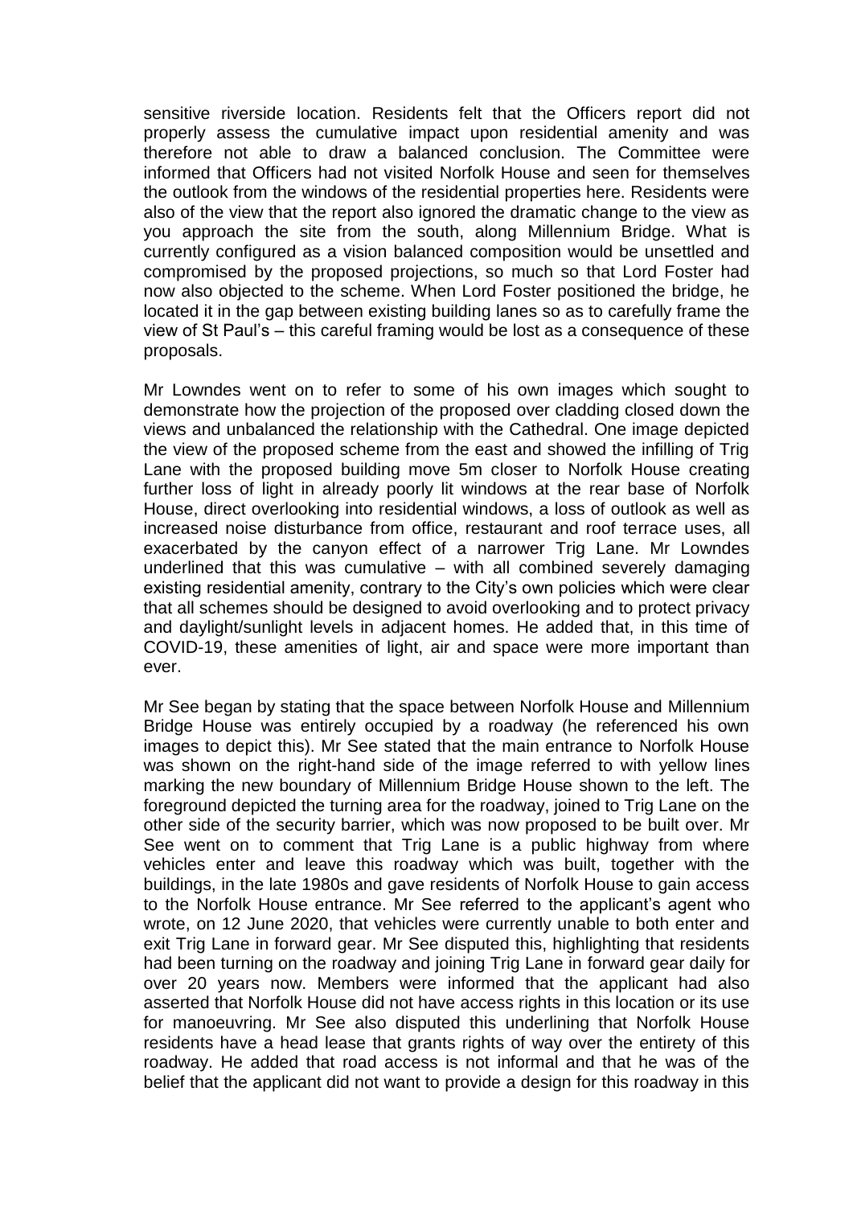sensitive riverside location. Residents felt that the Officers report did not properly assess the cumulative impact upon residential amenity and was therefore not able to draw a balanced conclusion. The Committee were informed that Officers had not visited Norfolk House and seen for themselves the outlook from the windows of the residential properties here. Residents were also of the view that the report also ignored the dramatic change to the view as you approach the site from the south, along Millennium Bridge. What is currently configured as a vision balanced composition would be unsettled and compromised by the proposed projections, so much so that Lord Foster had now also objected to the scheme. When Lord Foster positioned the bridge, he located it in the gap between existing building lanes so as to carefully frame the view of St Paul's – this careful framing would be lost as a consequence of these proposals.

Mr Lowndes went on to refer to some of his own images which sought to demonstrate how the projection of the proposed over cladding closed down the views and unbalanced the relationship with the Cathedral. One image depicted the view of the proposed scheme from the east and showed the infilling of Trig Lane with the proposed building move 5m closer to Norfolk House creating further loss of light in already poorly lit windows at the rear base of Norfolk House, direct overlooking into residential windows, a loss of outlook as well as increased noise disturbance from office, restaurant and roof terrace uses, all exacerbated by the canyon effect of a narrower Trig Lane. Mr Lowndes underlined that this was cumulative – with all combined severely damaging existing residential amenity, contrary to the City's own policies which were clear that all schemes should be designed to avoid overlooking and to protect privacy and daylight/sunlight levels in adjacent homes. He added that, in this time of COVID-19, these amenities of light, air and space were more important than ever.

Mr See began by stating that the space between Norfolk House and Millennium Bridge House was entirely occupied by a roadway (he referenced his own images to depict this). Mr See stated that the main entrance to Norfolk House was shown on the right-hand side of the image referred to with yellow lines marking the new boundary of Millennium Bridge House shown to the left. The foreground depicted the turning area for the roadway, joined to Trig Lane on the other side of the security barrier, which was now proposed to be built over. Mr See went on to comment that Trig Lane is a public highway from where vehicles enter and leave this roadway which was built, together with the buildings, in the late 1980s and gave residents of Norfolk House to gain access to the Norfolk House entrance. Mr See referred to the applicant's agent who wrote, on 12 June 2020, that vehicles were currently unable to both enter and exit Trig Lane in forward gear. Mr See disputed this, highlighting that residents had been turning on the roadway and joining Trig Lane in forward gear daily for over 20 years now. Members were informed that the applicant had also asserted that Norfolk House did not have access rights in this location or its use for manoeuvring. Mr See also disputed this underlining that Norfolk House residents have a head lease that grants rights of way over the entirety of this roadway. He added that road access is not informal and that he was of the belief that the applicant did not want to provide a design for this roadway in this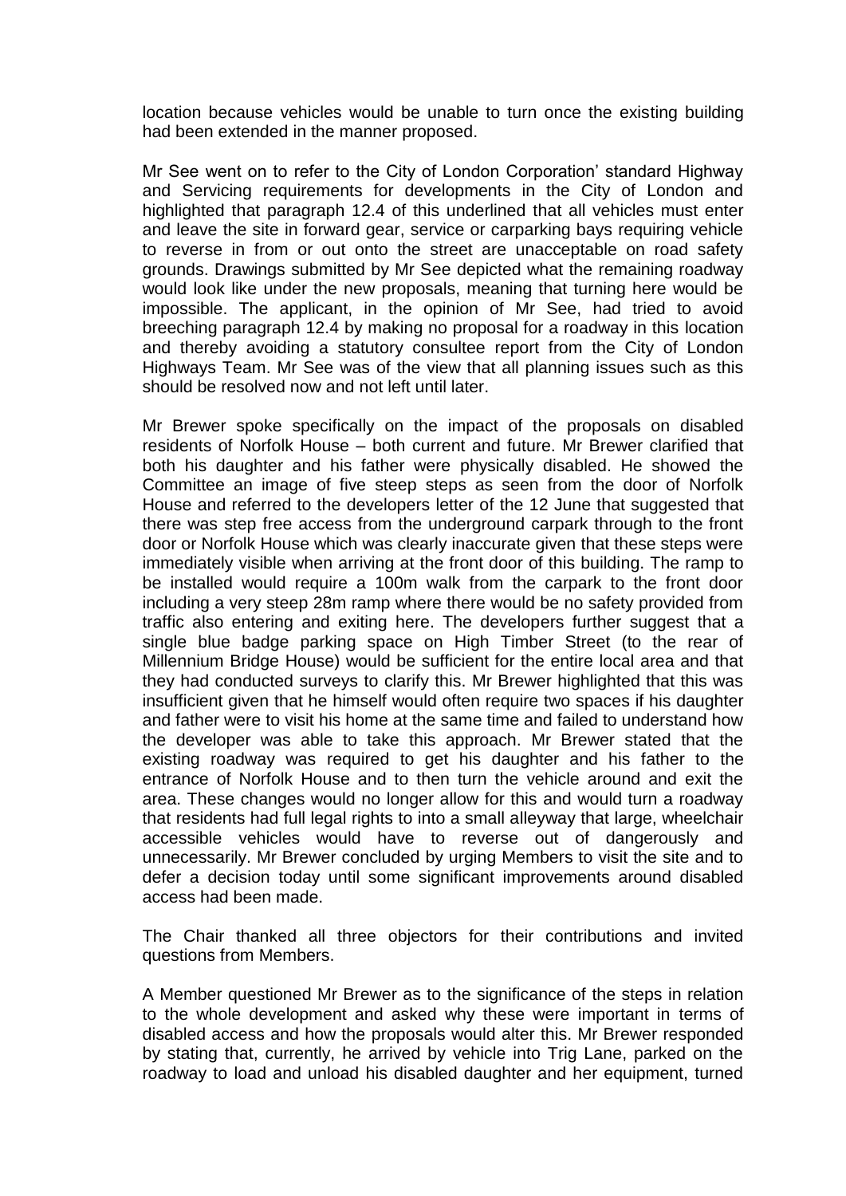location because vehicles would be unable to turn once the existing building had been extended in the manner proposed.

Mr See went on to refer to the City of London Corporation' standard Highway and Servicing requirements for developments in the City of London and highlighted that paragraph 12.4 of this underlined that all vehicles must enter and leave the site in forward gear, service or carparking bays requiring vehicle to reverse in from or out onto the street are unacceptable on road safety grounds. Drawings submitted by Mr See depicted what the remaining roadway would look like under the new proposals, meaning that turning here would be impossible. The applicant, in the opinion of Mr See, had tried to avoid breeching paragraph 12.4 by making no proposal for a roadway in this location and thereby avoiding a statutory consultee report from the City of London Highways Team. Mr See was of the view that all planning issues such as this should be resolved now and not left until later.

Mr Brewer spoke specifically on the impact of the proposals on disabled residents of Norfolk House – both current and future. Mr Brewer clarified that both his daughter and his father were physically disabled. He showed the Committee an image of five steep steps as seen from the door of Norfolk House and referred to the developers letter of the 12 June that suggested that there was step free access from the underground carpark through to the front door or Norfolk House which was clearly inaccurate given that these steps were immediately visible when arriving at the front door of this building. The ramp to be installed would require a 100m walk from the carpark to the front door including a very steep 28m ramp where there would be no safety provided from traffic also entering and exiting here. The developers further suggest that a single blue badge parking space on High Timber Street (to the rear of Millennium Bridge House) would be sufficient for the entire local area and that they had conducted surveys to clarify this. Mr Brewer highlighted that this was insufficient given that he himself would often require two spaces if his daughter and father were to visit his home at the same time and failed to understand how the developer was able to take this approach. Mr Brewer stated that the existing roadway was required to get his daughter and his father to the entrance of Norfolk House and to then turn the vehicle around and exit the area. These changes would no longer allow for this and would turn a roadway that residents had full legal rights to into a small alleyway that large, wheelchair accessible vehicles would have to reverse out of dangerously and unnecessarily. Mr Brewer concluded by urging Members to visit the site and to defer a decision today until some significant improvements around disabled access had been made.

The Chair thanked all three objectors for their contributions and invited questions from Members.

A Member questioned Mr Brewer as to the significance of the steps in relation to the whole development and asked why these were important in terms of disabled access and how the proposals would alter this. Mr Brewer responded by stating that, currently, he arrived by vehicle into Trig Lane, parked on the roadway to load and unload his disabled daughter and her equipment, turned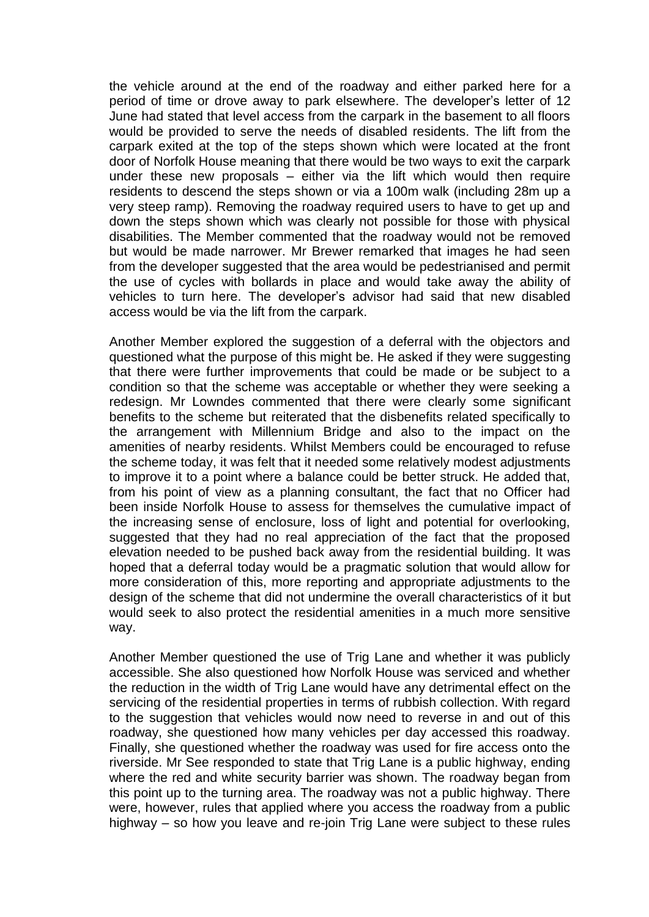the vehicle around at the end of the roadway and either parked here for a period of time or drove away to park elsewhere. The developer's letter of 12 June had stated that level access from the carpark in the basement to all floors would be provided to serve the needs of disabled residents. The lift from the carpark exited at the top of the steps shown which were located at the front door of Norfolk House meaning that there would be two ways to exit the carpark under these new proposals – either via the lift which would then require residents to descend the steps shown or via a 100m walk (including 28m up a very steep ramp). Removing the roadway required users to have to get up and down the steps shown which was clearly not possible for those with physical disabilities. The Member commented that the roadway would not be removed but would be made narrower. Mr Brewer remarked that images he had seen from the developer suggested that the area would be pedestrianised and permit the use of cycles with bollards in place and would take away the ability of vehicles to turn here. The developer's advisor had said that new disabled access would be via the lift from the carpark.

Another Member explored the suggestion of a deferral with the objectors and questioned what the purpose of this might be. He asked if they were suggesting that there were further improvements that could be made or be subject to a condition so that the scheme was acceptable or whether they were seeking a redesign. Mr Lowndes commented that there were clearly some significant benefits to the scheme but reiterated that the disbenefits related specifically to the arrangement with Millennium Bridge and also to the impact on the amenities of nearby residents. Whilst Members could be encouraged to refuse the scheme today, it was felt that it needed some relatively modest adjustments to improve it to a point where a balance could be better struck. He added that, from his point of view as a planning consultant, the fact that no Officer had been inside Norfolk House to assess for themselves the cumulative impact of the increasing sense of enclosure, loss of light and potential for overlooking, suggested that they had no real appreciation of the fact that the proposed elevation needed to be pushed back away from the residential building. It was hoped that a deferral today would be a pragmatic solution that would allow for more consideration of this, more reporting and appropriate adjustments to the design of the scheme that did not undermine the overall characteristics of it but would seek to also protect the residential amenities in a much more sensitive way.

Another Member questioned the use of Trig Lane and whether it was publicly accessible. She also questioned how Norfolk House was serviced and whether the reduction in the width of Trig Lane would have any detrimental effect on the servicing of the residential properties in terms of rubbish collection. With regard to the suggestion that vehicles would now need to reverse in and out of this roadway, she questioned how many vehicles per day accessed this roadway. Finally, she questioned whether the roadway was used for fire access onto the riverside. Mr See responded to state that Trig Lane is a public highway, ending where the red and white security barrier was shown. The roadway began from this point up to the turning area. The roadway was not a public highway. There were, however, rules that applied where you access the roadway from a public highway – so how you leave and re-join Trig Lane were subject to these rules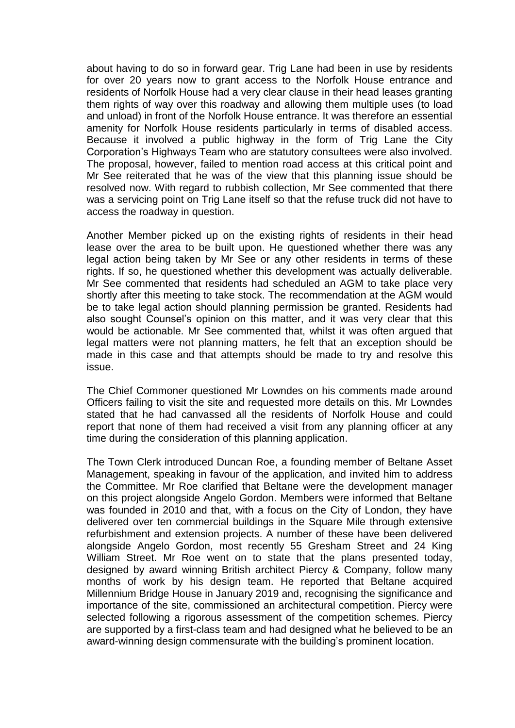about having to do so in forward gear. Trig Lane had been in use by residents for over 20 years now to grant access to the Norfolk House entrance and residents of Norfolk House had a very clear clause in their head leases granting them rights of way over this roadway and allowing them multiple uses (to load and unload) in front of the Norfolk House entrance. It was therefore an essential amenity for Norfolk House residents particularly in terms of disabled access. Because it involved a public highway in the form of Trig Lane the City Corporation's Highways Team who are statutory consultees were also involved. The proposal, however, failed to mention road access at this critical point and Mr See reiterated that he was of the view that this planning issue should be resolved now. With regard to rubbish collection, Mr See commented that there was a servicing point on Trig Lane itself so that the refuse truck did not have to access the roadway in question.

Another Member picked up on the existing rights of residents in their head lease over the area to be built upon. He questioned whether there was any legal action being taken by Mr See or any other residents in terms of these rights. If so, he questioned whether this development was actually deliverable. Mr See commented that residents had scheduled an AGM to take place very shortly after this meeting to take stock. The recommendation at the AGM would be to take legal action should planning permission be granted. Residents had also sought Counsel's opinion on this matter, and it was very clear that this would be actionable. Mr See commented that, whilst it was often argued that legal matters were not planning matters, he felt that an exception should be made in this case and that attempts should be made to try and resolve this issue.

The Chief Commoner questioned Mr Lowndes on his comments made around Officers failing to visit the site and requested more details on this. Mr Lowndes stated that he had canvassed all the residents of Norfolk House and could report that none of them had received a visit from any planning officer at any time during the consideration of this planning application.

The Town Clerk introduced Duncan Roe, a founding member of Beltane Asset Management, speaking in favour of the application, and invited him to address the Committee. Mr Roe clarified that Beltane were the development manager on this project alongside Angelo Gordon. Members were informed that Beltane was founded in 2010 and that, with a focus on the City of London, they have delivered over ten commercial buildings in the Square Mile through extensive refurbishment and extension projects. A number of these have been delivered alongside Angelo Gordon, most recently 55 Gresham Street and 24 King William Street. Mr Roe went on to state that the plans presented today, designed by award winning British architect Piercy & Company, follow many months of work by his design team. He reported that Beltane acquired Millennium Bridge House in January 2019 and, recognising the significance and importance of the site, commissioned an architectural competition. Piercy were selected following a rigorous assessment of the competition schemes. Piercy are supported by a first-class team and had designed what he believed to be an award-winning design commensurate with the building's prominent location.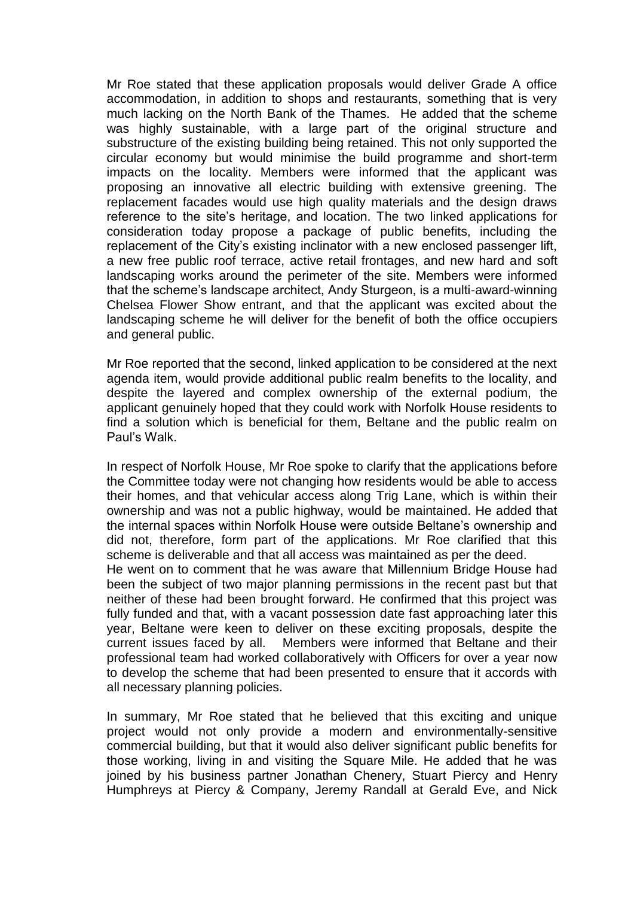Mr Roe stated that these application proposals would deliver Grade A office accommodation, in addition to shops and restaurants, something that is very much lacking on the North Bank of the Thames. He added that the scheme was highly sustainable, with a large part of the original structure and substructure of the existing building being retained. This not only supported the circular economy but would minimise the build programme and short-term impacts on the locality. Members were informed that the applicant was proposing an innovative all electric building with extensive greening. The replacement facades would use high quality materials and the design draws reference to the site's heritage, and location. The two linked applications for consideration today propose a package of public benefits, including the replacement of the City's existing inclinator with a new enclosed passenger lift, a new free public roof terrace, active retail frontages, and new hard and soft landscaping works around the perimeter of the site. Members were informed that the scheme's landscape architect, Andy Sturgeon, is a multi-award-winning Chelsea Flower Show entrant, and that the applicant was excited about the landscaping scheme he will deliver for the benefit of both the office occupiers and general public.

Mr Roe reported that the second, linked application to be considered at the next agenda item, would provide additional public realm benefits to the locality, and despite the layered and complex ownership of the external podium, the applicant genuinely hoped that they could work with Norfolk House residents to find a solution which is beneficial for them, Beltane and the public realm on Paul's Walk.

In respect of Norfolk House, Mr Roe spoke to clarify that the applications before the Committee today were not changing how residents would be able to access their homes, and that vehicular access along Trig Lane, which is within their ownership and was not a public highway, would be maintained. He added that the internal spaces within Norfolk House were outside Beltane's ownership and did not, therefore, form part of the applications. Mr Roe clarified that this scheme is deliverable and that all access was maintained as per the deed.
He went on to comment that he was aware that Millennium Bridge House had been the subject of two major planning permissions in the recent past but that neither of these had been brought forward. He confirmed that this project was fully funded and that, with a vacant possession date fast approaching later this year, Beltane were keen to deliver on these exciting proposals, despite the current issues faced by all. Members were informed that Beltane and their professional team had worked collaboratively with Officers for over a year now to develop the scheme that had been presented to ensure that it accords with all necessary planning policies.

In summary, Mr Roe stated that he believed that this exciting and unique project would not only provide a modern and environmentally-sensitive commercial building, but that it would also deliver significant public benefits for those working, living in and visiting the Square Mile. He added that he was joined by his business partner Jonathan Chenery, Stuart Piercy and Henry Humphreys at Piercy & Company, Jeremy Randall at Gerald Eve, and Nick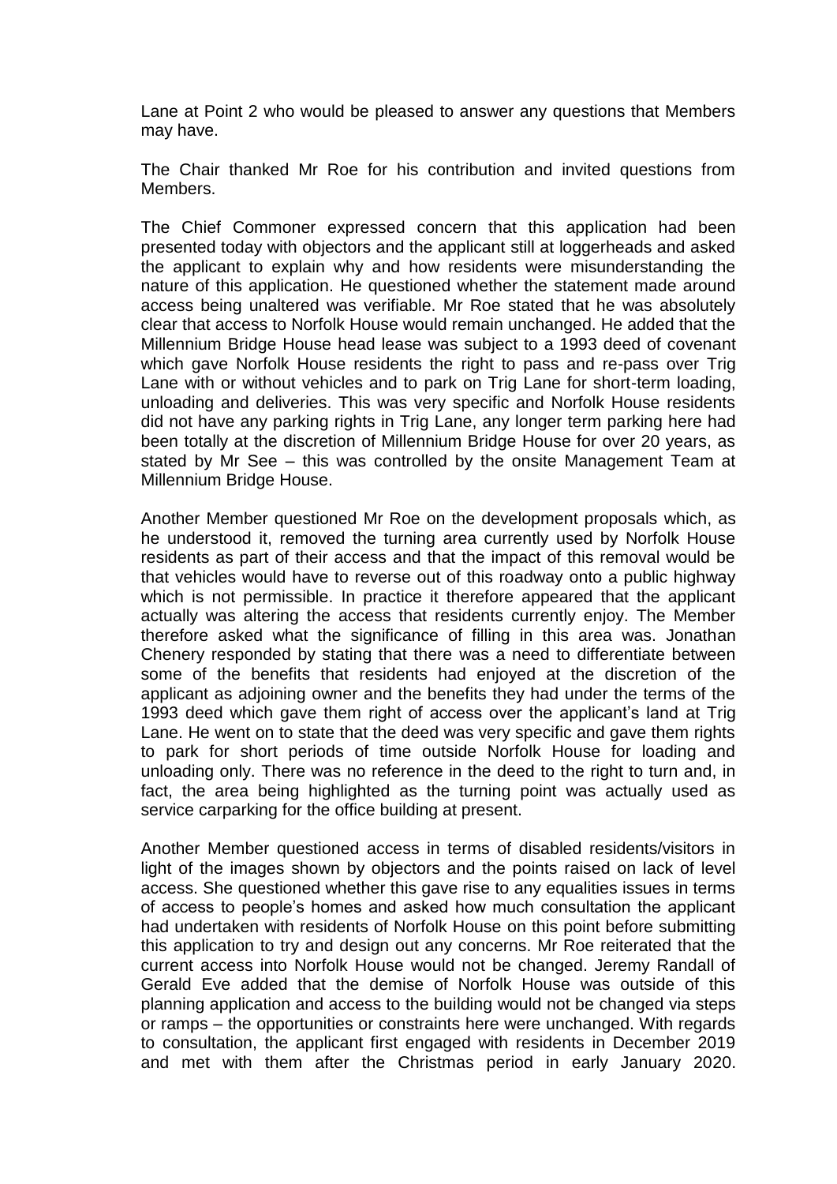Lane at Point 2 who would be pleased to answer any questions that Members may have.

The Chair thanked Mr Roe for his contribution and invited questions from Members.

The Chief Commoner expressed concern that this application had been presented today with objectors and the applicant still at loggerheads and asked the applicant to explain why and how residents were misunderstanding the nature of this application. He questioned whether the statement made around access being unaltered was verifiable. Mr Roe stated that he was absolutely clear that access to Norfolk House would remain unchanged. He added that the Millennium Bridge House head lease was subject to a 1993 deed of covenant which gave Norfolk House residents the right to pass and re-pass over Trig Lane with or without vehicles and to park on Trig Lane for short-term loading, unloading and deliveries. This was very specific and Norfolk House residents did not have any parking rights in Trig Lane, any longer term parking here had been totally at the discretion of Millennium Bridge House for over 20 years, as stated by Mr See – this was controlled by the onsite Management Team at Millennium Bridge House.

Another Member questioned Mr Roe on the development proposals which, as he understood it, removed the turning area currently used by Norfolk House residents as part of their access and that the impact of this removal would be that vehicles would have to reverse out of this roadway onto a public highway which is not permissible. In practice it therefore appeared that the applicant actually was altering the access that residents currently enjoy. The Member therefore asked what the significance of filling in this area was. Jonathan Chenery responded by stating that there was a need to differentiate between some of the benefits that residents had enjoyed at the discretion of the applicant as adjoining owner and the benefits they had under the terms of the 1993 deed which gave them right of access over the applicant's land at Trig Lane. He went on to state that the deed was very specific and gave them rights to park for short periods of time outside Norfolk House for loading and unloading only. There was no reference in the deed to the right to turn and, in fact, the area being highlighted as the turning point was actually used as service carparking for the office building at present.

Another Member questioned access in terms of disabled residents/visitors in light of the images shown by objectors and the points raised on lack of level access. She questioned whether this gave rise to any equalities issues in terms of access to people's homes and asked how much consultation the applicant had undertaken with residents of Norfolk House on this point before submitting this application to try and design out any concerns. Mr Roe reiterated that the current access into Norfolk House would not be changed. Jeremy Randall of Gerald Eve added that the demise of Norfolk House was outside of this planning application and access to the building would not be changed via steps or ramps – the opportunities or constraints here were unchanged. With regards to consultation, the applicant first engaged with residents in December 2019 and met with them after the Christmas period in early January 2020.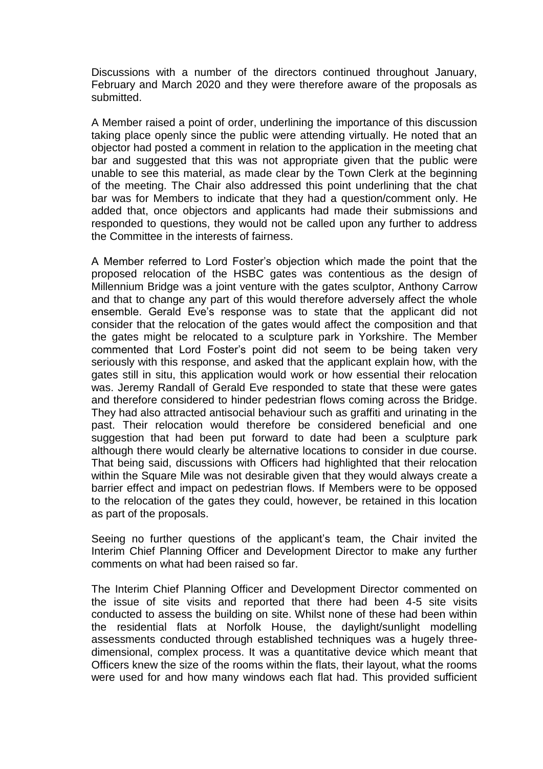Discussions with a number of the directors continued throughout January, February and March 2020 and they were therefore aware of the proposals as submitted.

A Member raised a point of order, underlining the importance of this discussion taking place openly since the public were attending virtually. He noted that an objector had posted a comment in relation to the application in the meeting chat bar and suggested that this was not appropriate given that the public were unable to see this material, as made clear by the Town Clerk at the beginning of the meeting. The Chair also addressed this point underlining that the chat bar was for Members to indicate that they had a question/comment only. He added that, once objectors and applicants had made their submissions and responded to questions, they would not be called upon any further to address the Committee in the interests of fairness.

A Member referred to Lord Foster's objection which made the point that the proposed relocation of the HSBC gates was contentious as the design of Millennium Bridge was a joint venture with the gates sculptor, Anthony Carrow and that to change any part of this would therefore adversely affect the whole ensemble. Gerald Eve's response was to state that the applicant did not consider that the relocation of the gates would affect the composition and that the gates might be relocated to a sculpture park in Yorkshire. The Member commented that Lord Foster's point did not seem to be being taken very seriously with this response, and asked that the applicant explain how, with the gates still in situ, this application would work or how essential their relocation was. Jeremy Randall of Gerald Eve responded to state that these were gates and therefore considered to hinder pedestrian flows coming across the Bridge. They had also attracted antisocial behaviour such as graffiti and urinating in the past. Their relocation would therefore be considered beneficial and one suggestion that had been put forward to date had been a sculpture park although there would clearly be alternative locations to consider in due course. That being said, discussions with Officers had highlighted that their relocation within the Square Mile was not desirable given that they would always create a barrier effect and impact on pedestrian flows. If Members were to be opposed to the relocation of the gates they could, however, be retained in this location as part of the proposals.

Seeing no further questions of the applicant's team, the Chair invited the Interim Chief Planning Officer and Development Director to make any further comments on what had been raised so far.

The Interim Chief Planning Officer and Development Director commented on the issue of site visits and reported that there had been 4-5 site visits conducted to assess the building on site. Whilst none of these had been within the residential flats at Norfolk House, the daylight/sunlight modelling assessments conducted through established techniques was a hugely three-dimensional, complex process. It was a quantitative device which meant that Officers knew the size of the rooms within the flats, their layout, what the rooms were used for and how many windows each flat had. This provided sufficient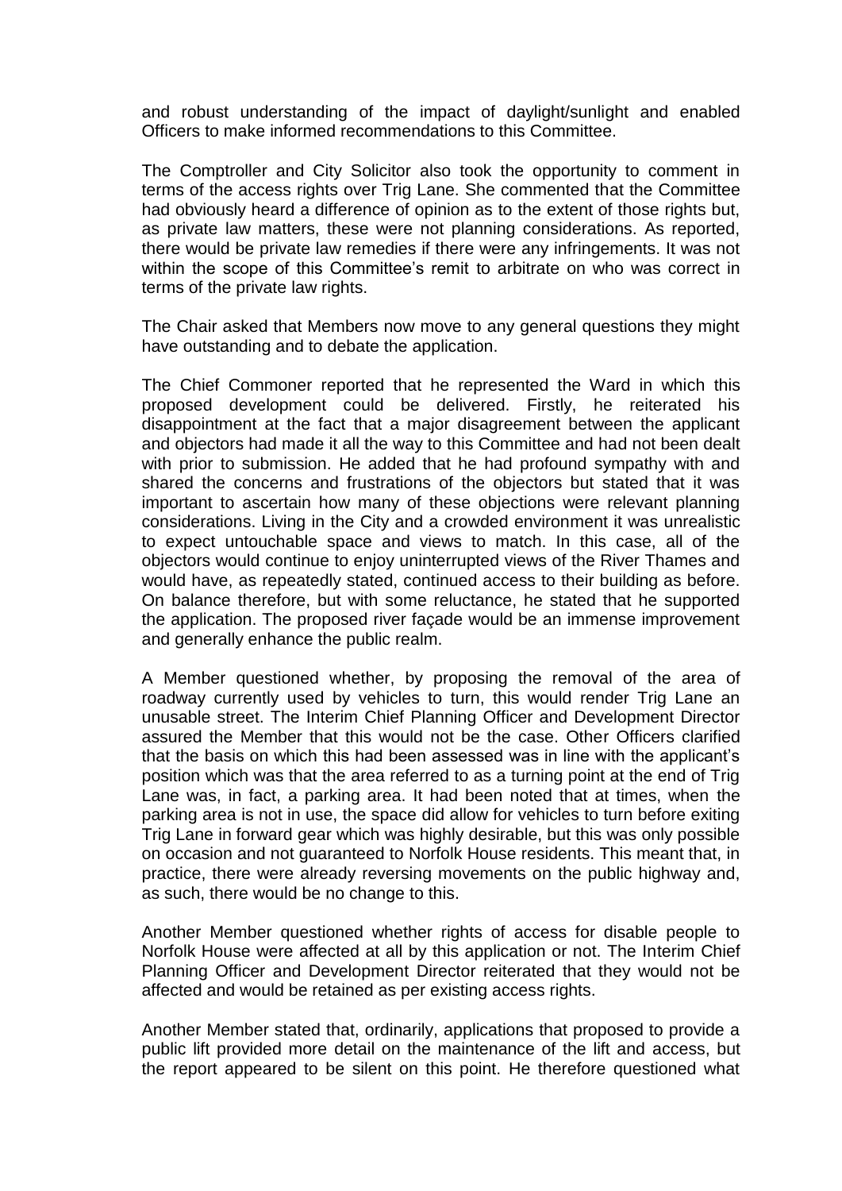and robust understanding of the impact of daylight/sunlight and enabled Officers to make informed recommendations to this Committee.

The Comptroller and City Solicitor also took the opportunity to comment in terms of the access rights over Trig Lane. She commented that the Committee had obviously heard a difference of opinion as to the extent of those rights but, as private law matters, these were not planning considerations. As reported, there would be private law remedies if there were any infringements. It was not within the scope of this Committee's remit to arbitrate on who was correct in terms of the private law rights.

The Chair asked that Members now move to any general questions they might have outstanding and to debate the application.

The Chief Commoner reported that he represented the Ward in which this proposed development could be delivered. Firstly, he reiterated his disappointment at the fact that a major disagreement between the applicant and objectors had made it all the way to this Committee and had not been dealt with prior to submission. He added that he had profound sympathy with and shared the concerns and frustrations of the objectors but stated that it was important to ascertain how many of these objections were relevant planning considerations. Living in the City and a crowded environment it was unrealistic to expect untouchable space and views to match. In this case, all of the objectors would continue to enjoy uninterrupted views of the River Thames and would have, as repeatedly stated, continued access to their building as before. On balance therefore, but with some reluctance, he stated that he supported the application. The proposed river façade would be an immense improvement and generally enhance the public realm.

A Member questioned whether, by proposing the removal of the area of roadway currently used by vehicles to turn, this would render Trig Lane an unusable street. The Interim Chief Planning Officer and Development Director assured the Member that this would not be the case. Other Officers clarified that the basis on which this had been assessed was in line with the applicant's position which was that the area referred to as a turning point at the end of Trig Lane was, in fact, a parking area. It had been noted that at times, when the parking area is not in use, the space did allow for vehicles to turn before exiting Trig Lane in forward gear which was highly desirable, but this was only possible on occasion and not guaranteed to Norfolk House residents. This meant that, in practice, there were already reversing movements on the public highway and, as such, there would be no change to this.

Another Member questioned whether rights of access for disable people to Norfolk House were affected at all by this application or not. The Interim Chief Planning Officer and Development Director reiterated that they would not be affected and would be retained as per existing access rights.

Another Member stated that, ordinarily, applications that proposed to provide a public lift provided more detail on the maintenance of the lift and access, but the report appeared to be silent on this point. He therefore questioned what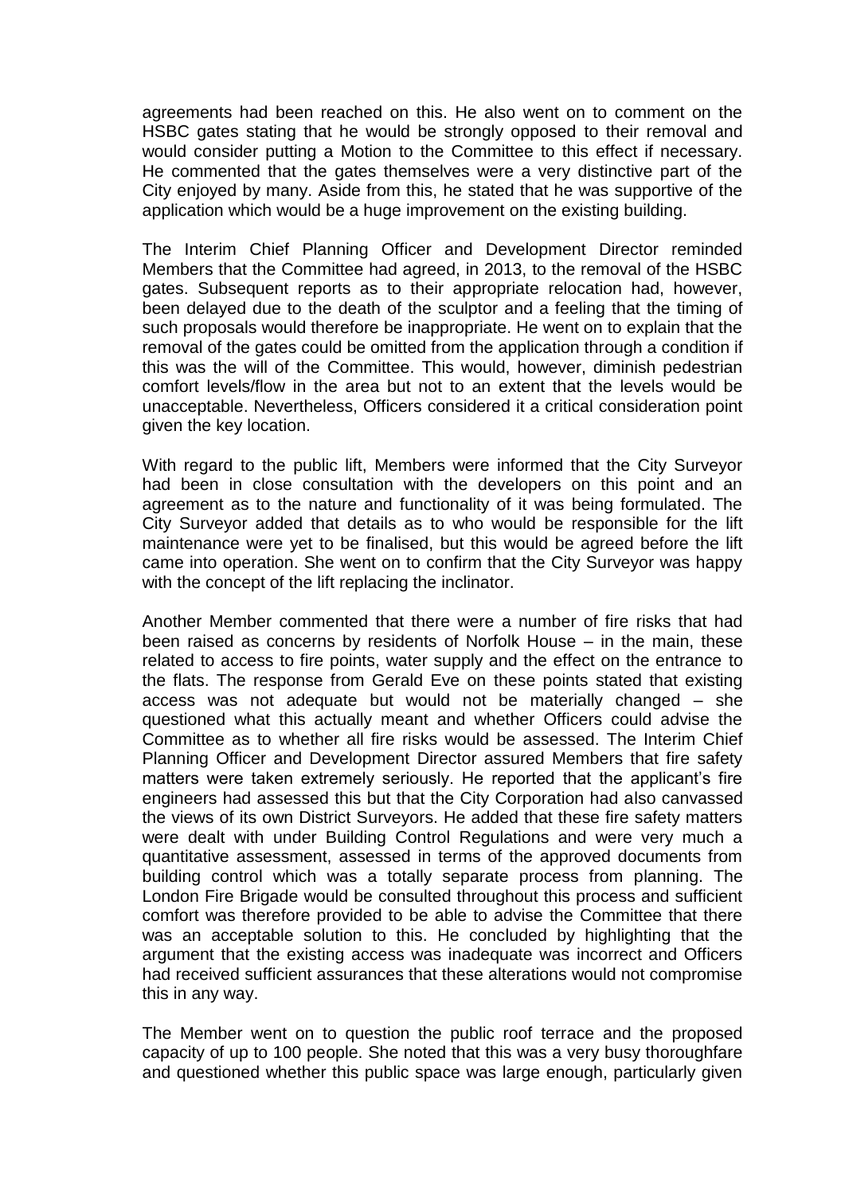agreements had been reached on this. He also went on to comment on the HSBC gates stating that he would be strongly opposed to their removal and would consider putting a Motion to the Committee to this effect if necessary. He commented that the gates themselves were a very distinctive part of the City enjoyed by many. Aside from this, he stated that he was supportive of the application which would be a huge improvement on the existing building.

The Interim Chief Planning Officer and Development Director reminded Members that the Committee had agreed, in 2013, to the removal of the HSBC gates. Subsequent reports as to their appropriate relocation had, however, been delayed due to the death of the sculptor and a feeling that the timing of such proposals would therefore be inappropriate. He went on to explain that the removal of the gates could be omitted from the application through a condition if this was the will of the Committee. This would, however, diminish pedestrian comfort levels/flow in the area but not to an extent that the levels would be unacceptable. Nevertheless, Officers considered it a critical consideration point given the key location.

With regard to the public lift, Members were informed that the City Surveyor had been in close consultation with the developers on this point and an agreement as to the nature and functionality of it was being formulated. The City Surveyor added that details as to who would be responsible for the lift maintenance were yet to be finalised, but this would be agreed before the lift came into operation. She went on to confirm that the City Surveyor was happy with the concept of the lift replacing the inclinator.

Another Member commented that there were a number of fire risks that had been raised as concerns by residents of Norfolk House – in the main, these related to access to fire points, water supply and the effect on the entrance to the flats. The response from Gerald Eve on these points stated that existing access was not adequate but would not be materially changed – she questioned what this actually meant and whether Officers could advise the Committee as to whether all fire risks would be assessed. The Interim Chief Planning Officer and Development Director assured Members that fire safety matters were taken extremely seriously. He reported that the applicant's fire engineers had assessed this but that the City Corporation had also canvassed the views of its own District Surveyors. He added that these fire safety matters were dealt with under Building Control Regulations and were very much a quantitative assessment, assessed in terms of the approved documents from building control which was a totally separate process from planning. The London Fire Brigade would be consulted throughout this process and sufficient comfort was therefore provided to be able to advise the Committee that there was an acceptable solution to this. He concluded by highlighting that the argument that the existing access was inadequate was incorrect and Officers had received sufficient assurances that these alterations would not compromise this in any way.

The Member went on to question the public roof terrace and the proposed capacity of up to 100 people. She noted that this was a very busy thoroughfare and questioned whether this public space was large enough, particularly given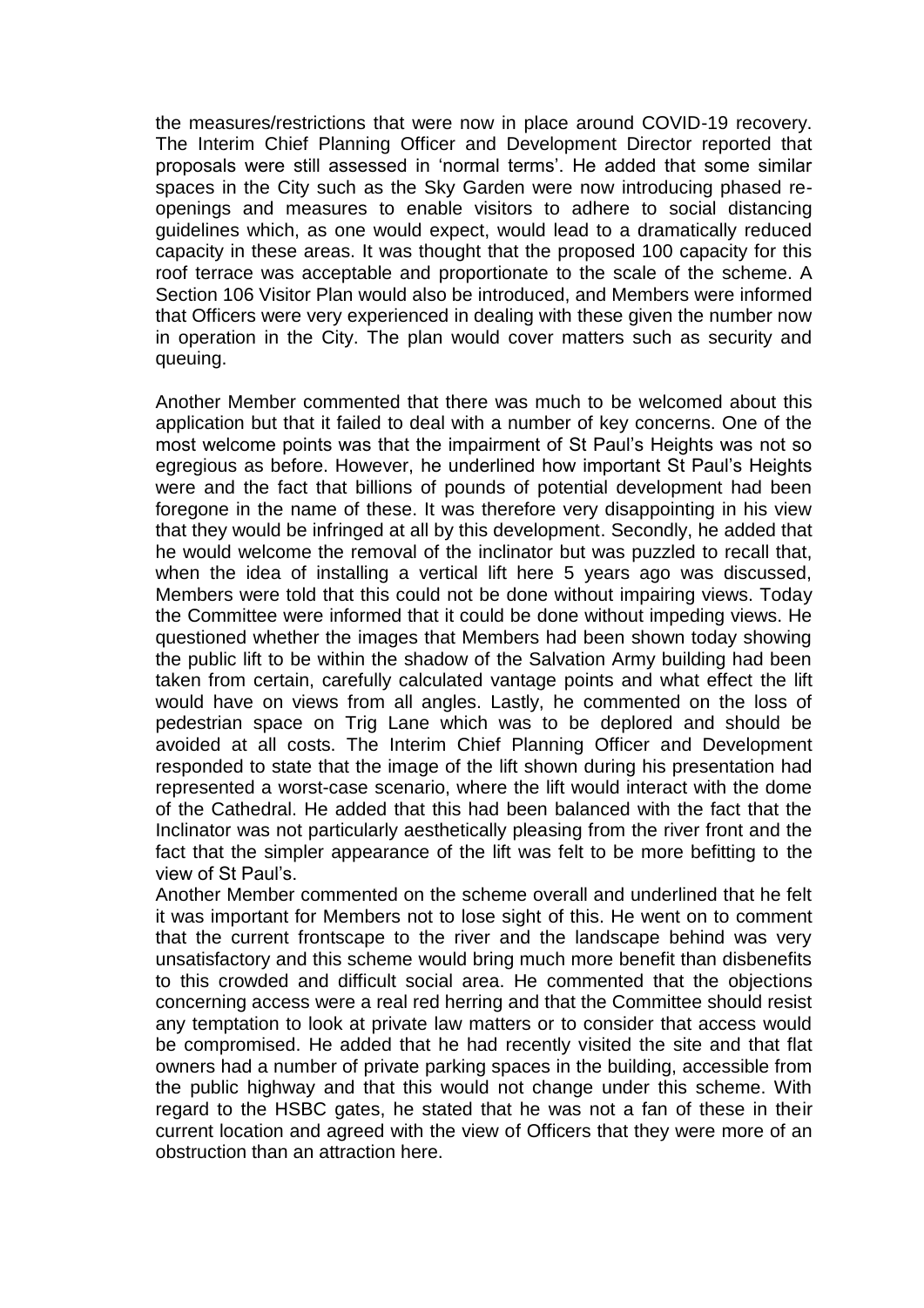the measures/restrictions that were now in place around COVID-19 recovery. The Interim Chief Planning Officer and Development Director reported that proposals were still assessed in 'normal terms'. He added that some similar spaces in the City such as the Sky Garden were now introducing phased re-openings and measures to enable visitors to adhere to social distancing guidelines which, as one would expect, would lead to a dramatically reduced capacity in these areas. It was thought that the proposed 100 capacity for this roof terrace was acceptable and proportionate to the scale of the scheme. A Section 106 Visitor Plan would also be introduced, and Members were informed that Officers were very experienced in dealing with these given the number now in operation in the City. The plan would cover matters such as security and queuing.

Another Member commented that there was much to be welcomed about this application but that it failed to deal with a number of key concerns. One of the most welcome points was that the impairment of St Paul's Heights was not so egregious as before. However, he underlined how important St Paul's Heights were and the fact that billions of pounds of potential development had been foregone in the name of these. It was therefore very disappointing in his view that they would be infringed at all by this development. Secondly, he added that he would welcome the removal of the inclinator but was puzzled to recall that, when the idea of installing a vertical lift here 5 years ago was discussed, Members were told that this could not be done without impairing views. Today the Committee were informed that it could be done without impeding views. He questioned whether the images that Members had been shown today showing the public lift to be within the shadow of the Salvation Army building had been taken from certain, carefully calculated vantage points and what effect the lift would have on views from all angles. Lastly, he commented on the loss of pedestrian space on Trig Lane which was to be deplored and should be avoided at all costs. The Interim Chief Planning Officer and Development responded to state that the image of the lift shown during his presentation had represented a worst-case scenario, where the lift would interact with the dome of the Cathedral. He added that this had been balanced with the fact that the Inclinator was not particularly aesthetically pleasing from the river front and the fact that the simpler appearance of the lift was felt to be more befitting to the view of St Paul's.

Another Member commented on the scheme overall and underlined that he felt it was important for Members not to lose sight of this. He went on to comment that the current frontscape to the river and the landscape behind was very unsatisfactory and this scheme would bring much more benefit than disbenefits to this crowded and difficult social area. He commented that the objections concerning access were a real red herring and that the Committee should resist any temptation to look at private law matters or to consider that access would be compromised. He added that he had recently visited the site and that flat owners had a number of private parking spaces in the building, accessible from the public highway and that this would not change under this scheme. With regard to the HSBC gates, he stated that he was not a fan of these in their current location and agreed with the view of Officers that they were more of an obstruction than an attraction here.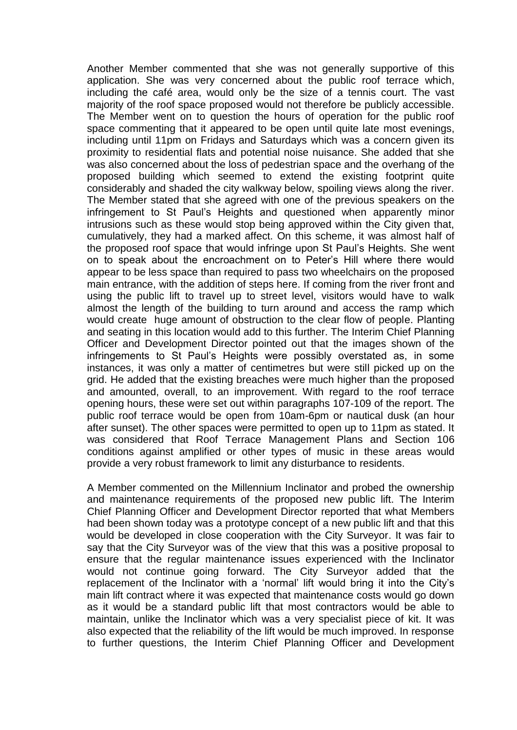Another Member commented that she was not generally supportive of this application. She was very concerned about the public roof terrace which, including the café area, would only be the size of a tennis court. The vast majority of the roof space proposed would not therefore be publicly accessible. The Member went on to question the hours of operation for the public roof space commenting that it appeared to be open until quite late most evenings, including until 11pm on Fridays and Saturdays which was a concern given its proximity to residential flats and potential noise nuisance. She added that she was also concerned about the loss of pedestrian space and the overhang of the proposed building which seemed to extend the existing footprint quite considerably and shaded the city walkway below, spoiling views along the river. The Member stated that she agreed with one of the previous speakers on the infringement to St Paul's Heights and questioned when apparently minor intrusions such as these would stop being approved within the City given that, cumulatively, they had a marked affect. On this scheme, it was almost half of the proposed roof space that would infringe upon St Paul's Heights. She went on to speak about the encroachment on to Peter's Hill where there would appear to be less space than required to pass two wheelchairs on the proposed main entrance, with the addition of steps here. If coming from the river front and using the public lift to travel up to street level, visitors would have to walk almost the length of the building to turn around and access the ramp which would create huge amount of obstruction to the clear flow of people. Planting and seating in this location would add to this further. The Interim Chief Planning Officer and Development Director pointed out that the images shown of the infringements to St Paul's Heights were possibly overstated as, in some instances, it was only a matter of centimetres but were still picked up on the grid. He added that the existing breaches were much higher than the proposed and amounted, overall, to an improvement. With regard to the roof terrace opening hours, these were set out within paragraphs 107-109 of the report. The public roof terrace would be open from 10am-6pm or nautical dusk (an hour after sunset). The other spaces were permitted to open up to 11pm as stated. It was considered that Roof Terrace Management Plans and Section 106 conditions against amplified or other types of music in these areas would provide a very robust framework to limit any disturbance to residents.

A Member commented on the Millennium Inclinator and probed the ownership and maintenance requirements of the proposed new public lift. The Interim Chief Planning Officer and Development Director reported that what Members had been shown today was a prototype concept of a new public lift and that this would be developed in close cooperation with the City Surveyor. It was fair to say that the City Surveyor was of the view that this was a positive proposal to ensure that the regular maintenance issues experienced with the Inclinator would not continue going forward. The City Surveyor added that the replacement of the Inclinator with a 'normal' lift would bring it into the City's main lift contract where it was expected that maintenance costs would go down as it would be a standard public lift that most contractors would be able to maintain, unlike the Inclinator which was a very specialist piece of kit. It was also expected that the reliability of the lift would be much improved. In response to further questions, the Interim Chief Planning Officer and Development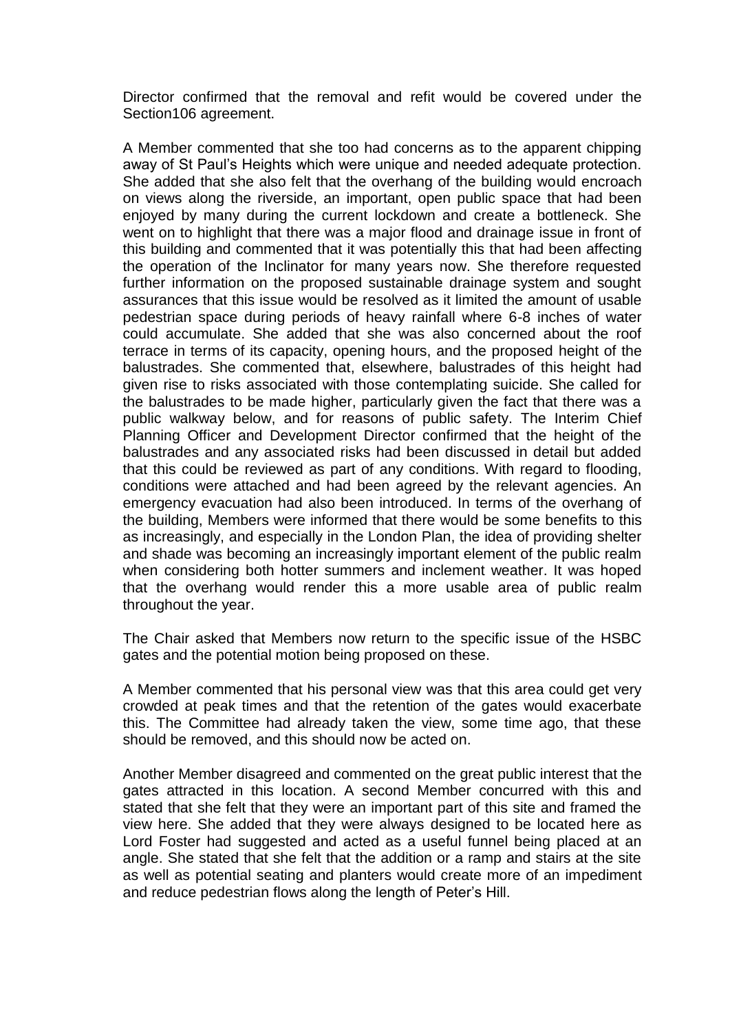Director confirmed that the removal and refit would be covered under the Section106 agreement.

A Member commented that she too had concerns as to the apparent chipping away of St Paul's Heights which were unique and needed adequate protection. She added that she also felt that the overhang of the building would encroach on views along the riverside, an important, open public space that had been enjoyed by many during the current lockdown and create a bottleneck. She went on to highlight that there was a major flood and drainage issue in front of this building and commented that it was potentially this that had been affecting the operation of the Inclinator for many years now. She therefore requested further information on the proposed sustainable drainage system and sought assurances that this issue would be resolved as it limited the amount of usable pedestrian space during periods of heavy rainfall where 6-8 inches of water could accumulate. She added that she was also concerned about the roof terrace in terms of its capacity, opening hours, and the proposed height of the balustrades. She commented that, elsewhere, balustrades of this height had given rise to risks associated with those contemplating suicide. She called for the balustrades to be made higher, particularly given the fact that there was a public walkway below, and for reasons of public safety. The Interim Chief Planning Officer and Development Director confirmed that the height of the balustrades and any associated risks had been discussed in detail but added that this could be reviewed as part of any conditions. With regard to flooding, conditions were attached and had been agreed by the relevant agencies. An emergency evacuation had also been introduced. In terms of the overhang of the building, Members were informed that there would be some benefits to this as increasingly, and especially in the London Plan, the idea of providing shelter and shade was becoming an increasingly important element of the public realm when considering both hotter summers and inclement weather. It was hoped that the overhang would render this a more usable area of public realm throughout the year.

The Chair asked that Members now return to the specific issue of the HSBC gates and the potential motion being proposed on these.

A Member commented that his personal view was that this area could get very crowded at peak times and that the retention of the gates would exacerbate this. The Committee had already taken the view, some time ago, that these should be removed, and this should now be acted on.

Another Member disagreed and commented on the great public interest that the gates attracted in this location. A second Member concurred with this and stated that she felt that they were an important part of this site and framed the view here. She added that they were always designed to be located here as Lord Foster had suggested and acted as a useful funnel being placed at an angle. She stated that she felt that the addition or a ramp and stairs at the site as well as potential seating and planters would create more of an impediment and reduce pedestrian flows along the length of Peter's Hill.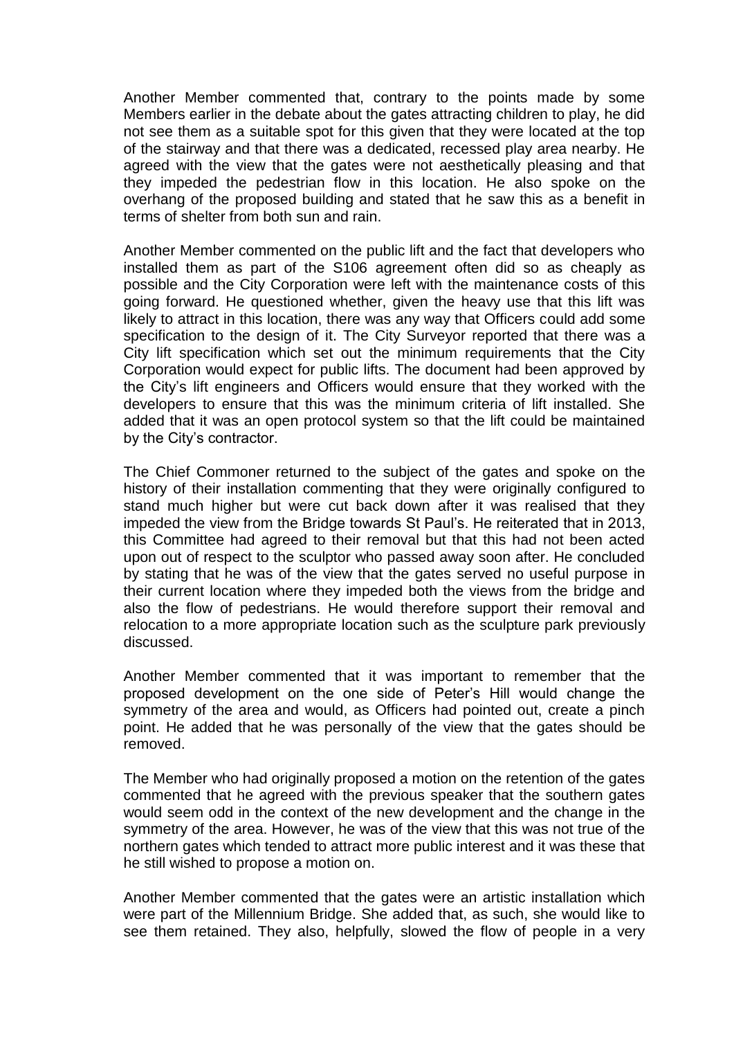Another Member commented that, contrary to the points made by some Members earlier in the debate about the gates attracting children to play, he did not see them as a suitable spot for this given that they were located at the top of the stairway and that there was a dedicated, recessed play area nearby. He agreed with the view that the gates were not aesthetically pleasing and that they impeded the pedestrian flow in this location. He also spoke on the overhang of the proposed building and stated that he saw this as a benefit in terms of shelter from both sun and rain.

Another Member commented on the public lift and the fact that developers who installed them as part of the S106 agreement often did so as cheaply as possible and the City Corporation were left with the maintenance costs of this going forward. He questioned whether, given the heavy use that this lift was likely to attract in this location, there was any way that Officers could add some specification to the design of it. The City Surveyor reported that there was a City lift specification which set out the minimum requirements that the City Corporation would expect for public lifts. The document had been approved by the City's lift engineers and Officers would ensure that they worked with the developers to ensure that this was the minimum criteria of lift installed. She added that it was an open protocol system so that the lift could be maintained by the City's contractor.

The Chief Commoner returned to the subject of the gates and spoke on the history of their installation commenting that they were originally configured to stand much higher but were cut back down after it was realised that they impeded the view from the Bridge towards St Paul's. He reiterated that in 2013, this Committee had agreed to their removal but that this had not been acted upon out of respect to the sculptor who passed away soon after. He concluded by stating that he was of the view that the gates served no useful purpose in their current location where they impeded both the views from the bridge and also the flow of pedestrians. He would therefore support their removal and relocation to a more appropriate location such as the sculpture park previously discussed.

Another Member commented that it was important to remember that the proposed development on the one side of Peter's Hill would change the symmetry of the area and would, as Officers had pointed out, create a pinch point. He added that he was personally of the view that the gates should be removed.

The Member who had originally proposed a motion on the retention of the gates commented that he agreed with the previous speaker that the southern gates would seem odd in the context of the new development and the change in the symmetry of the area. However, he was of the view that this was not true of the northern gates which tended to attract more public interest and it was these that he still wished to propose a motion on.

Another Member commented that the gates were an artistic installation which were part of the Millennium Bridge. She added that, as such, she would like to see them retained. They also, helpfully, slowed the flow of people in a very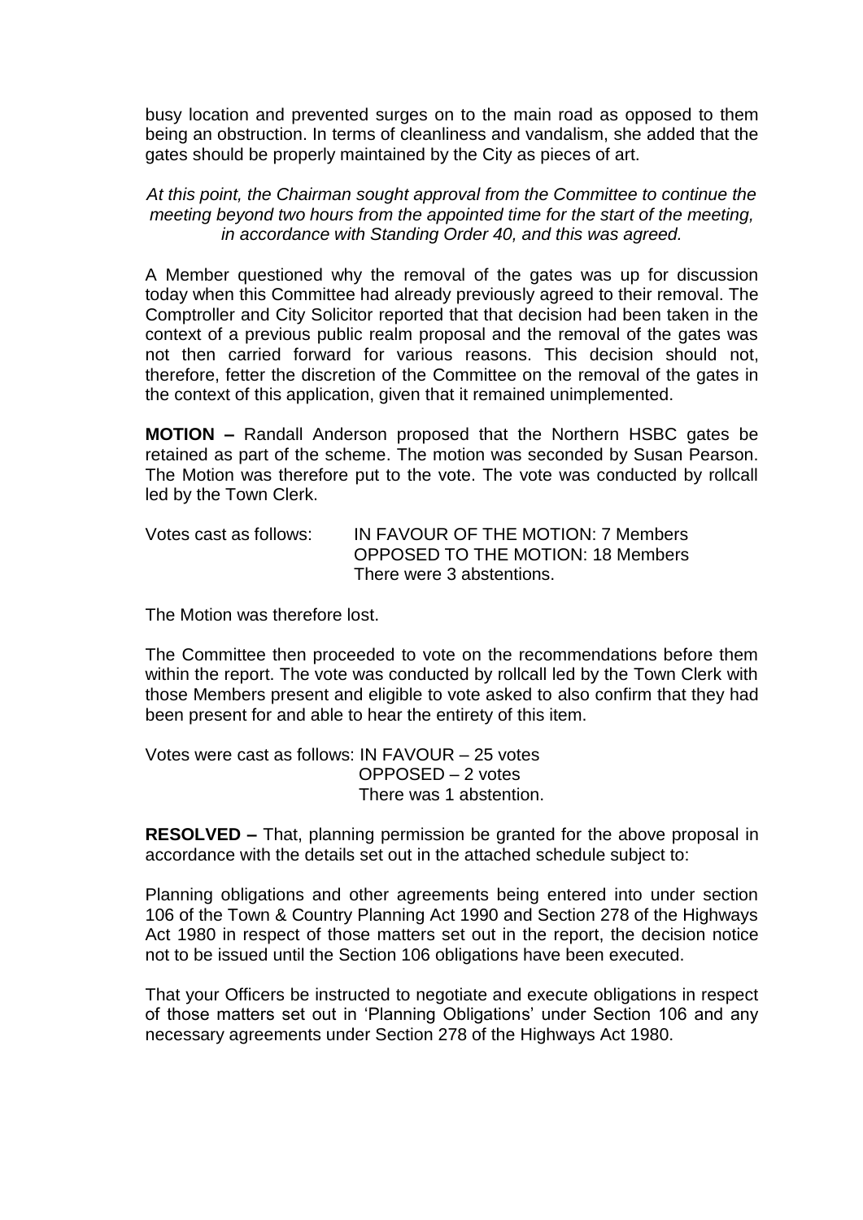busy location and prevented surges on to the main road as opposed to them being an obstruction. In terms of cleanliness and vandalism, she added that the gates should be properly maintained by the City as pieces of art.

*At this point, the Chairman sought approval from the Committee to continue the meeting beyond two hours from the appointed time for the start of the meeting, in accordance with Standing Order 40, and this was agreed.*

A Member questioned why the removal of the gates was up for discussion today when this Committee had already previously agreed to their removal. The Comptroller and City Solicitor reported that that decision had been taken in the context of a previous public realm proposal and the removal of the gates was not then carried forward for various reasons. This decision should not, therefore, fetter the discretion of the Committee on the removal of the gates in the context of this application, given that it remained unimplemented.

**MOTION –** Randall Anderson proposed that the Northern HSBC gates be retained as part of the scheme. The motion was seconded by Susan Pearson. The Motion was therefore put to the vote. The vote was conducted by rollcall led by the Town Clerk.

Votes cast as follows: IN FAVOUR OF THE MOTION: 7 Members
OPPOSED TO THE MOTION: 18 Members
There were 3 abstentions.

The Motion was therefore lost.

The Committee then proceeded to vote on the recommendations before them within the report. The vote was conducted by rollcall led by the Town Clerk with those Members present and eligible to vote asked to also confirm that they had been present for and able to hear the entirety of this item.

Votes were cast as follows: IN FAVOUR – 25 votes
OPPOSED – 2 votes
There was 1 abstention.

**RESOLVED –** That, planning permission be granted for the above proposal in accordance with the details set out in the attached schedule subject to:

Planning obligations and other agreements being entered into under section 106 of the Town & Country Planning Act 1990 and Section 278 of the Highways Act 1980 in respect of those matters set out in the report, the decision notice not to be issued until the Section 106 obligations have been executed.

That your Officers be instructed to negotiate and execute obligations in respect of those matters set out in 'Planning Obligations' under Section 106 and any necessary agreements under Section 278 of the Highways Act 1980.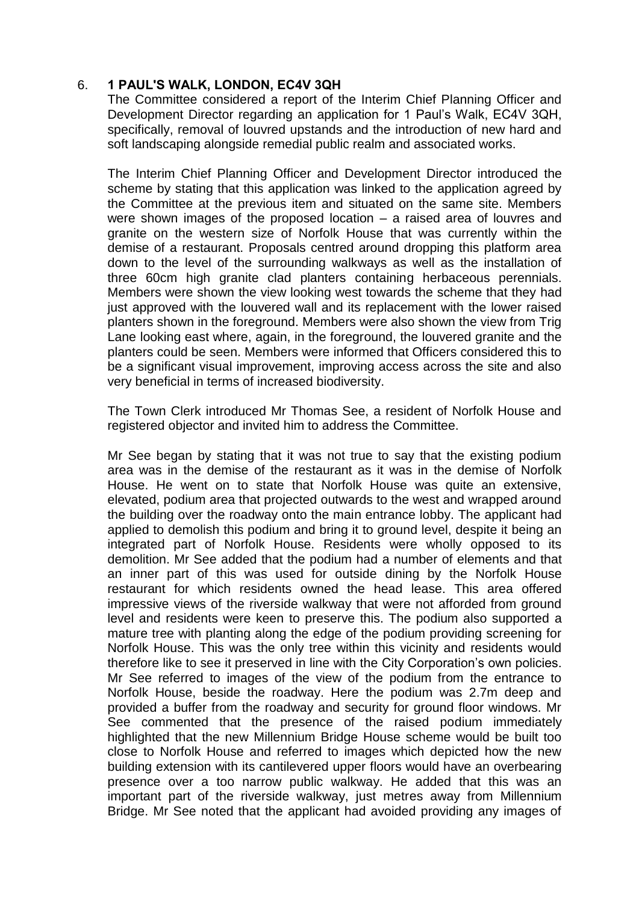6. **1 PAUL'S WALK, LONDON, EC4V 3QH**

The Committee considered a report of the Interim Chief Planning Officer and Development Director regarding an application for 1 Paul's Walk, EC4V 3QH, specifically, removal of louvred upstands and the introduction of new hard and soft landscaping alongside remedial public realm and associated works.

The Interim Chief Planning Officer and Development Director introduced the scheme by stating that this application was linked to the application agreed by the Committee at the previous item and situated on the same site. Members were shown images of the proposed location – a raised area of louvres and granite on the western size of Norfolk House that was currently within the demise of a restaurant. Proposals centred around dropping this platform area down to the level of the surrounding walkways as well as the installation of three 60cm high granite clad planters containing herbaceous perennials. Members were shown the view looking west towards the scheme that they had just approved with the louvered wall and its replacement with the lower raised planters shown in the foreground. Members were also shown the view from Trig Lane looking east where, again, in the foreground, the louvered granite and the planters could be seen. Members were informed that Officers considered this to be a significant visual improvement, improving access across the site and also very beneficial in terms of increased biodiversity.

The Town Clerk introduced Mr Thomas See, a resident of Norfolk House and registered objector and invited him to address the Committee.

Mr See began by stating that it was not true to say that the existing podium area was in the demise of the restaurant as it was in the demise of Norfolk House. He went on to state that Norfolk House was quite an extensive, elevated, podium area that projected outwards to the west and wrapped around the building over the roadway onto the main entrance lobby. The applicant had applied to demolish this podium and bring it to ground level, despite it being an integrated part of Norfolk House. Residents were wholly opposed to its demolition. Mr See added that the podium had a number of elements and that an inner part of this was used for outside dining by the Norfolk House restaurant for which residents owned the head lease. This area offered impressive views of the riverside walkway that were not afforded from ground level and residents were keen to preserve this. The podium also supported a mature tree with planting along the edge of the podium providing screening for Norfolk House. This was the only tree within this vicinity and residents would therefore like to see it preserved in line with the City Corporation's own policies. Mr See referred to images of the view of the podium from the entrance to Norfolk House, beside the roadway. Here the podium was 2.7m deep and provided a buffer from the roadway and security for ground floor windows. Mr See commented that the presence of the raised podium immediately highlighted that the new Millennium Bridge House scheme would be built too close to Norfolk House and referred to images which depicted how the new building extension with its cantilevered upper floors would have an overbearing presence over a too narrow public walkway. He added that this was an important part of the riverside walkway, just metres away from Millennium Bridge. Mr See noted that the applicant had avoided providing any images of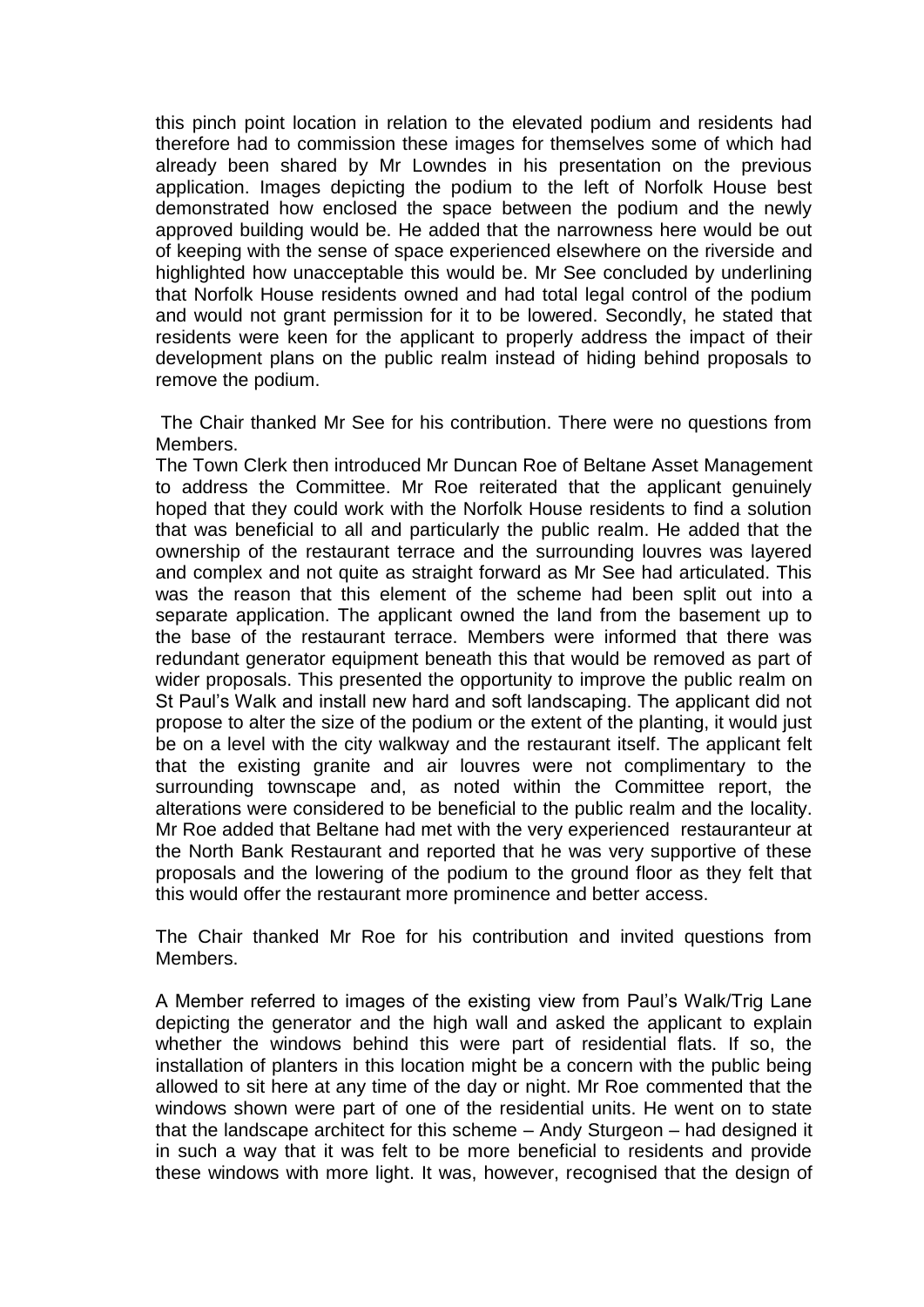this pinch point location in relation to the elevated podium and residents had therefore had to commission these images for themselves some of which had already been shared by Mr Lowndes in his presentation on the previous application. Images depicting the podium to the left of Norfolk House best demonstrated how enclosed the space between the podium and the newly approved building would be. He added that the narrowness here would be out of keeping with the sense of space experienced elsewhere on the riverside and highlighted how unacceptable this would be. Mr See concluded by underlining that Norfolk House residents owned and had total legal control of the podium and would not grant permission for it to be lowered. Secondly, he stated that residents were keen for the applicant to properly address the impact of their development plans on the public realm instead of hiding behind proposals to remove the podium.

The Chair thanked Mr See for his contribution. There were no questions from Members.

The Town Clerk then introduced Mr Duncan Roe of Beltane Asset Management to address the Committee. Mr Roe reiterated that the applicant genuinely hoped that they could work with the Norfolk House residents to find a solution that was beneficial to all and particularly the public realm. He added that the ownership of the restaurant terrace and the surrounding louvres was layered and complex and not quite as straight forward as Mr See had articulated. This was the reason that this element of the scheme had been split out into a separate application. The applicant owned the land from the basement up to the base of the restaurant terrace. Members were informed that there was redundant generator equipment beneath this that would be removed as part of wider proposals. This presented the opportunity to improve the public realm on St Paul's Walk and install new hard and soft landscaping. The applicant did not propose to alter the size of the podium or the extent of the planting, it would just be on a level with the city walkway and the restaurant itself. The applicant felt that the existing granite and air louvres were not complimentary to the surrounding townscape and, as noted within the Committee report, the alterations were considered to be beneficial to the public realm and the locality. Mr Roe added that Beltane had met with the very experienced restauranteur at the North Bank Restaurant and reported that he was very supportive of these proposals and the lowering of the podium to the ground floor as they felt that this would offer the restaurant more prominence and better access.

The Chair thanked Mr Roe for his contribution and invited questions from Members.

A Member referred to images of the existing view from Paul's Walk/Trig Lane depicting the generator and the high wall and asked the applicant to explain whether the windows behind this were part of residential flats. If so, the installation of planters in this location might be a concern with the public being allowed to sit here at any time of the day or night. Mr Roe commented that the windows shown were part of one of the residential units. He went on to state that the landscape architect for this scheme – Andy Sturgeon – had designed it in such a way that it was felt to be more beneficial to residents and provide these windows with more light. It was, however, recognised that the design of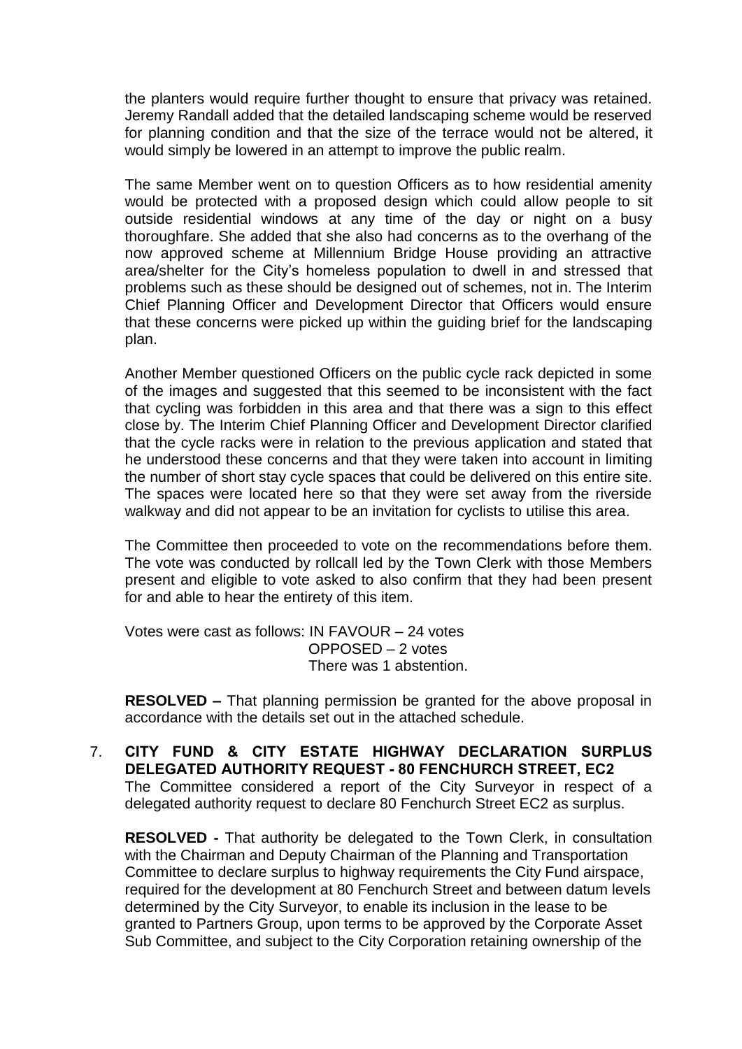the planters would require further thought to ensure that privacy was retained. Jeremy Randall added that the detailed landscaping scheme would be reserved for planning condition and that the size of the terrace would not be altered, it would simply be lowered in an attempt to improve the public realm.

The same Member went on to question Officers as to how residential amenity would be protected with a proposed design which could allow people to sit outside residential windows at any time of the day or night on a busy thoroughfare. She added that she also had concerns as to the overhang of the now approved scheme at Millennium Bridge House providing an attractive area/shelter for the City's homeless population to dwell in and stressed that problems such as these should be designed out of schemes, not in. The Interim Chief Planning Officer and Development Director that Officers would ensure that these concerns were picked up within the guiding brief for the landscaping plan.

Another Member questioned Officers on the public cycle rack depicted in some of the images and suggested that this seemed to be inconsistent with the fact that cycling was forbidden in this area and that there was a sign to this effect close by. The Interim Chief Planning Officer and Development Director clarified that the cycle racks were in relation to the previous application and stated that he understood these concerns and that they were taken into account in limiting the number of short stay cycle spaces that could be delivered on this entire site. The spaces were located here so that they were set away from the riverside walkway and did not appear to be an invitation for cyclists to utilise this area.

The Committee then proceeded to vote on the recommendations before them. The vote was conducted by rollcall led by the Town Clerk with those Members present and eligible to vote asked to also confirm that they had been present for and able to hear the entirety of this item.

Votes were cast as follows: IN FAVOUR – 24 votes
OPPOSED – 2 votes
There was 1 abstention.

**RESOLVED –** That planning permission be granted for the above proposal in accordance with the details set out in the attached schedule.

7. **CITY FUND & CITY ESTATE HIGHWAY DECLARATION SURPLUS DELEGATED AUTHORITY REQUEST - 80 FENCHURCH STREET, EC2**
The Committee considered a report of the City Surveyor in respect of a delegated authority request to declare 80 Fenchurch Street EC2 as surplus.

**RESOLVED -** That authority be delegated to the Town Clerk, in consultation with the Chairman and Deputy Chairman of the Planning and Transportation Committee to declare surplus to highway requirements the City Fund airspace, required for the development at 80 Fenchurch Street and between datum levels determined by the City Surveyor, to enable its inclusion in the lease to be granted to Partners Group, upon terms to be approved by the Corporate Asset Sub Committee, and subject to the City Corporation retaining ownership of the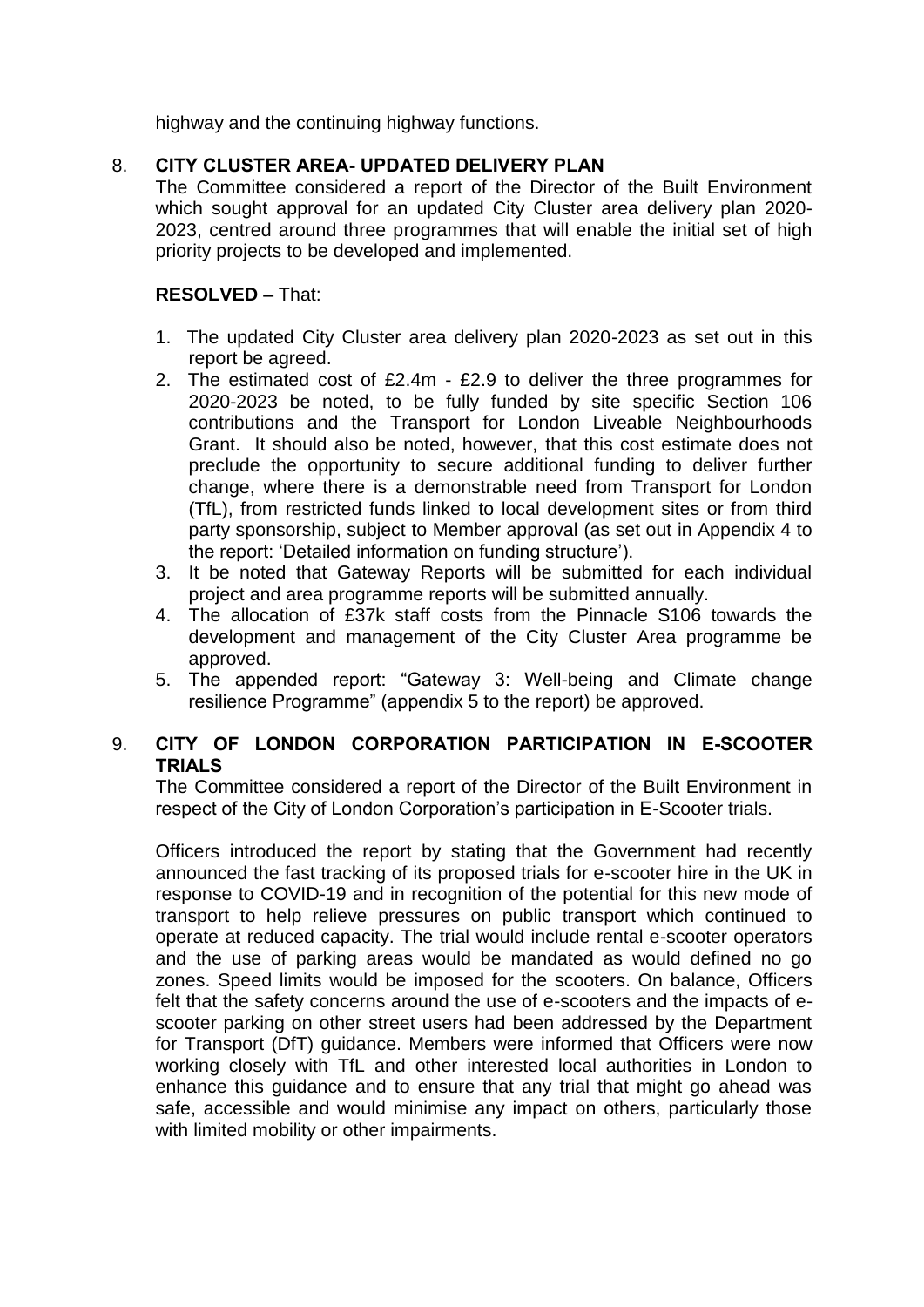highway and the continuing highway functions.

8. **CITY CLUSTER AREA- UPDATED DELIVERY PLAN**

The Committee considered a report of the Director of the Built Environment which sought approval for an updated City Cluster area delivery plan 2020-2023, centred around three programmes that will enable the initial set of high priority projects to be developed and implemented.

**RESOLVED –** That:

1. The updated City Cluster area delivery plan 2020-2023 as set out in this report be agreed.
2. The estimated cost of £2.4m - £2.9 to deliver the three programmes for 2020-2023 be noted, to be fully funded by site specific Section 106 contributions and the Transport for London Liveable Neighbourhoods Grant. It should also be noted, however, that this cost estimate does not preclude the opportunity to secure additional funding to deliver further change, where there is a demonstrable need from Transport for London (TfL), from restricted funds linked to local development sites or from third party sponsorship, subject to Member approval (as set out in Appendix 4 to the report: 'Detailed information on funding structure').
3. It be noted that Gateway Reports will be submitted for each individual project and area programme reports will be submitted annually.
4. The allocation of £37k staff costs from the Pinnacle S106 towards the development and management of the City Cluster Area programme be approved.
5. The appended report: "Gateway 3: Well-being and Climate change resilience Programme" (appendix 5 to the report) be approved.

9. **CITY OF LONDON CORPORATION PARTICIPATION IN E-SCOOTER TRIALS**

The Committee considered a report of the Director of the Built Environment in respect of the City of London Corporation's participation in E-Scooter trials.

Officers introduced the report by stating that the Government had recently announced the fast tracking of its proposed trials for e-scooter hire in the UK in response to COVID-19 and in recognition of the potential for this new mode of transport to help relieve pressures on public transport which continued to operate at reduced capacity. The trial would include rental e-scooter operators and the use of parking areas would be mandated as would defined no go zones. Speed limits would be imposed for the scooters. On balance, Officers felt that the safety concerns around the use of e-scooters and the impacts of e-scooter parking on other street users had been addressed by the Department for Transport (DfT) guidance. Members were informed that Officers were now working closely with TfL and other interested local authorities in London to enhance this guidance and to ensure that any trial that might go ahead was safe, accessible and would minimise any impact on others, particularly those with limited mobility or other impairments.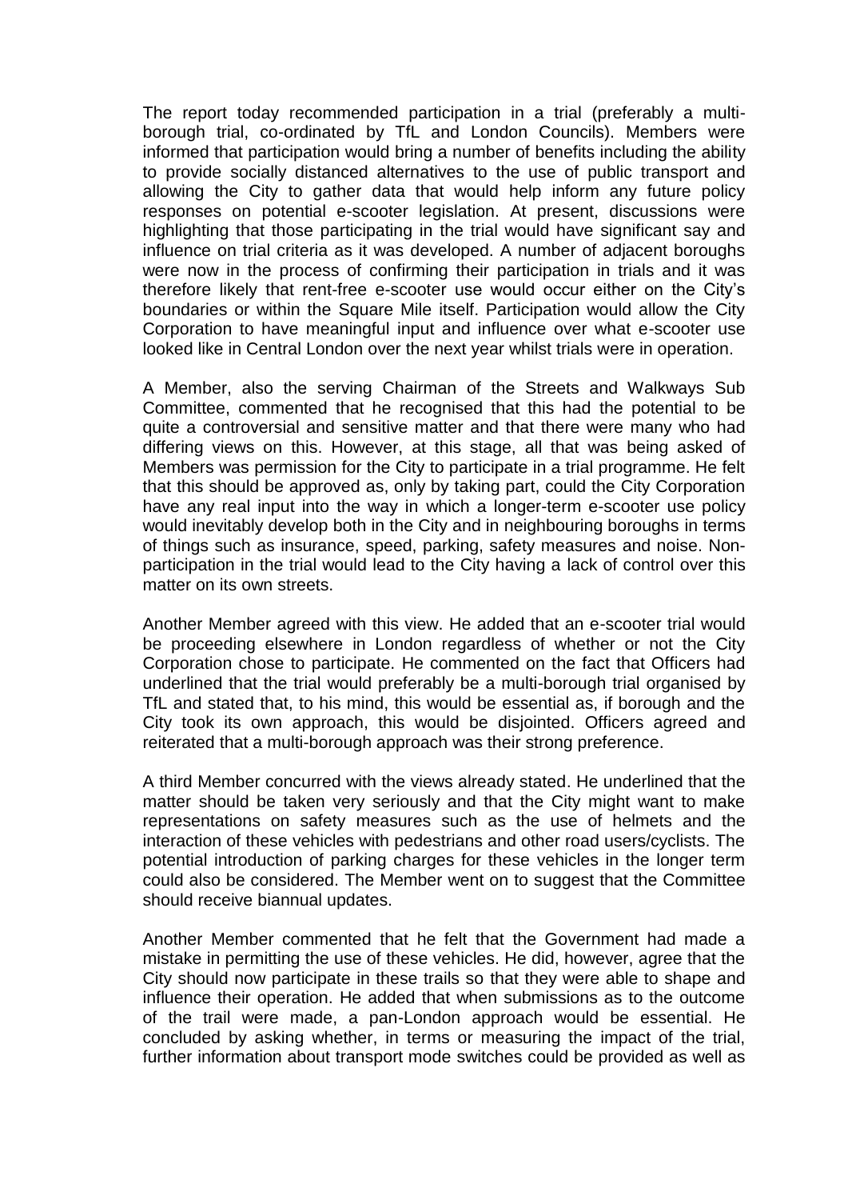The report today recommended participation in a trial (preferably a multi-borough trial, co-ordinated by TfL and London Councils). Members were informed that participation would bring a number of benefits including the ability to provide socially distanced alternatives to the use of public transport and allowing the City to gather data that would help inform any future policy responses on potential e-scooter legislation. At present, discussions were highlighting that those participating in the trial would have significant say and influence on trial criteria as it was developed. A number of adjacent boroughs were now in the process of confirming their participation in trials and it was therefore likely that rent-free e-scooter use would occur either on the City's boundaries or within the Square Mile itself. Participation would allow the City Corporation to have meaningful input and influence over what e-scooter use looked like in Central London over the next year whilst trials were in operation.

A Member, also the serving Chairman of the Streets and Walkways Sub Committee, commented that he recognised that this had the potential to be quite a controversial and sensitive matter and that there were many who had differing views on this. However, at this stage, all that was being asked of Members was permission for the City to participate in a trial programme. He felt that this should be approved as, only by taking part, could the City Corporation have any real input into the way in which a longer-term e-scooter use policy would inevitably develop both in the City and in neighbouring boroughs in terms of things such as insurance, speed, parking, safety measures and noise. Non-participation in the trial would lead to the City having a lack of control over this matter on its own streets.

Another Member agreed with this view. He added that an e-scooter trial would be proceeding elsewhere in London regardless of whether or not the City Corporation chose to participate. He commented on the fact that Officers had underlined that the trial would preferably be a multi-borough trial organised by TfL and stated that, to his mind, this would be essential as, if borough and the City took its own approach, this would be disjointed. Officers agreed and reiterated that a multi-borough approach was their strong preference.

A third Member concurred with the views already stated. He underlined that the matter should be taken very seriously and that the City might want to make representations on safety measures such as the use of helmets and the interaction of these vehicles with pedestrians and other road users/cyclists. The potential introduction of parking charges for these vehicles in the longer term could also be considered. The Member went on to suggest that the Committee should receive biannual updates.

Another Member commented that he felt that the Government had made a mistake in permitting the use of these vehicles. He did, however, agree that the City should now participate in these trails so that they were able to shape and influence their operation. He added that when submissions as to the outcome of the trail were made, a pan-London approach would be essential. He concluded by asking whether, in terms or measuring the impact of the trial, further information about transport mode switches could be provided as well as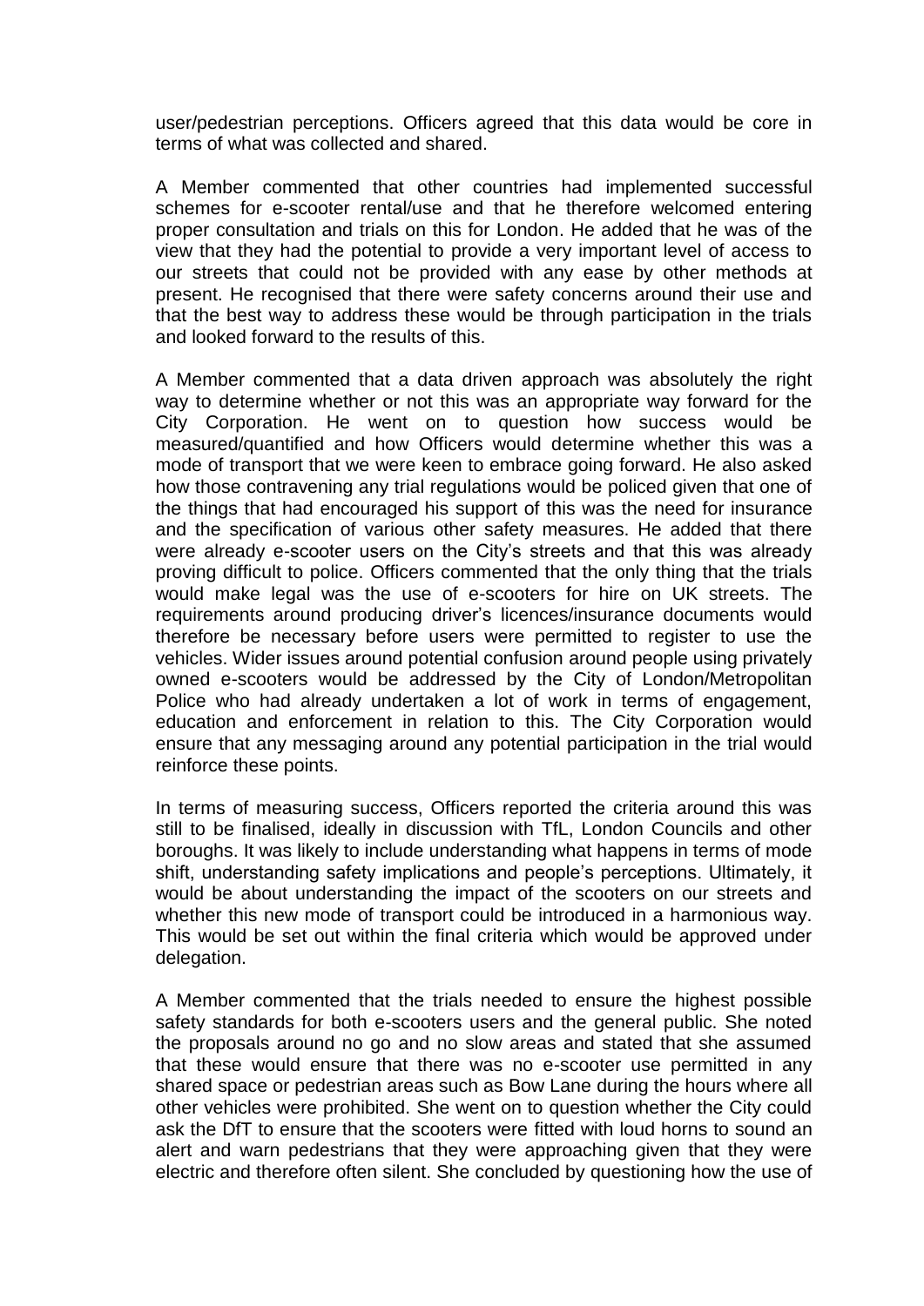user/pedestrian perceptions. Officers agreed that this data would be core in terms of what was collected and shared.

A Member commented that other countries had implemented successful schemes for e-scooter rental/use and that he therefore welcomed entering proper consultation and trials on this for London. He added that he was of the view that they had the potential to provide a very important level of access to our streets that could not be provided with any ease by other methods at present. He recognised that there were safety concerns around their use and that the best way to address these would be through participation in the trials and looked forward to the results of this.

A Member commented that a data driven approach was absolutely the right way to determine whether or not this was an appropriate way forward for the City Corporation. He went on to question how success would be measured/quantified and how Officers would determine whether this was a mode of transport that we were keen to embrace going forward. He also asked how those contravening any trial regulations would be policed given that one of the things that had encouraged his support of this was the need for insurance and the specification of various other safety measures. He added that there were already e-scooter users on the City's streets and that this was already proving difficult to police. Officers commented that the only thing that the trials would make legal was the use of e-scooters for hire on UK streets. The requirements around producing driver's licences/insurance documents would therefore be necessary before users were permitted to register to use the vehicles. Wider issues around potential confusion around people using privately owned e-scooters would be addressed by the City of London/Metropolitan Police who had already undertaken a lot of work in terms of engagement, education and enforcement in relation to this. The City Corporation would ensure that any messaging around any potential participation in the trial would reinforce these points.

In terms of measuring success, Officers reported the criteria around this was still to be finalised, ideally in discussion with TfL, London Councils and other boroughs. It was likely to include understanding what happens in terms of mode shift, understanding safety implications and people's perceptions. Ultimately, it would be about understanding the impact of the scooters on our streets and whether this new mode of transport could be introduced in a harmonious way. This would be set out within the final criteria which would be approved under delegation.

A Member commented that the trials needed to ensure the highest possible safety standards for both e-scooters users and the general public. She noted the proposals around no go and no slow areas and stated that she assumed that these would ensure that there was no e-scooter use permitted in any shared space or pedestrian areas such as Bow Lane during the hours where all other vehicles were prohibited. She went on to question whether the City could ask the DfT to ensure that the scooters were fitted with loud horns to sound an alert and warn pedestrians that they were approaching given that they were electric and therefore often silent. She concluded by questioning how the use of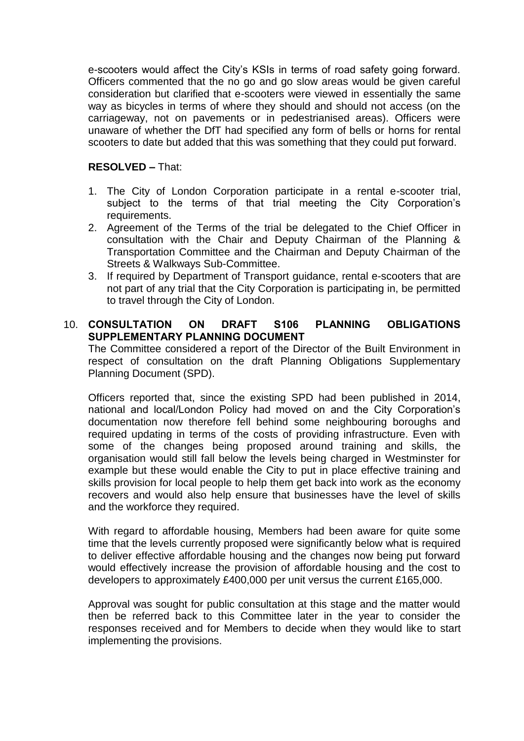e-scooters would affect the City's KSIs in terms of road safety going forward. Officers commented that the no go and go slow areas would be given careful consideration but clarified that e-scooters were viewed in essentially the same way as bicycles in terms of where they should and should not access (on the carriageway, not on pavements or in pedestrianised areas). Officers were unaware of whether the DfT had specified any form of bells or horns for rental scooters to date but added that this was something that they could put forward.

**RESOLVED –** That:

1. The City of London Corporation participate in a rental e-scooter trial, subject to the terms of that trial meeting the City Corporation's requirements.
2. Agreement of the Terms of the trial be delegated to the Chief Officer in consultation with the Chair and Deputy Chairman of the Planning & Transportation Committee and the Chairman and Deputy Chairman of the Streets & Walkways Sub-Committee.
3. If required by Department of Transport guidance, rental e-scooters that are not part of any trial that the City Corporation is participating in, be permitted to travel through the City of London.

10. **CONSULTATION ON DRAFT S106 PLANNING OBLIGATIONS SUPPLEMENTARY PLANNING DOCUMENT**

The Committee considered a report of the Director of the Built Environment in respect of consultation on the draft Planning Obligations Supplementary Planning Document (SPD).

Officers reported that, since the existing SPD had been published in 2014, national and local/London Policy had moved on and the City Corporation's documentation now therefore fell behind some neighbouring boroughs and required updating in terms of the costs of providing infrastructure. Even with some of the changes being proposed around training and skills, the organisation would still fall below the levels being charged in Westminster for example but these would enable the City to put in place effective training and skills provision for local people to help them get back into work as the economy recovers and would also help ensure that businesses have the level of skills and the workforce they required.

With regard to affordable housing, Members had been aware for quite some time that the levels currently proposed were significantly below what is required to deliver effective affordable housing and the changes now being put forward would effectively increase the provision of affordable housing and the cost to developers to approximately £400,000 per unit versus the current £165,000.

Approval was sought for public consultation at this stage and the matter would then be referred back to this Committee later in the year to consider the responses received and for Members to decide when they would like to start implementing the provisions.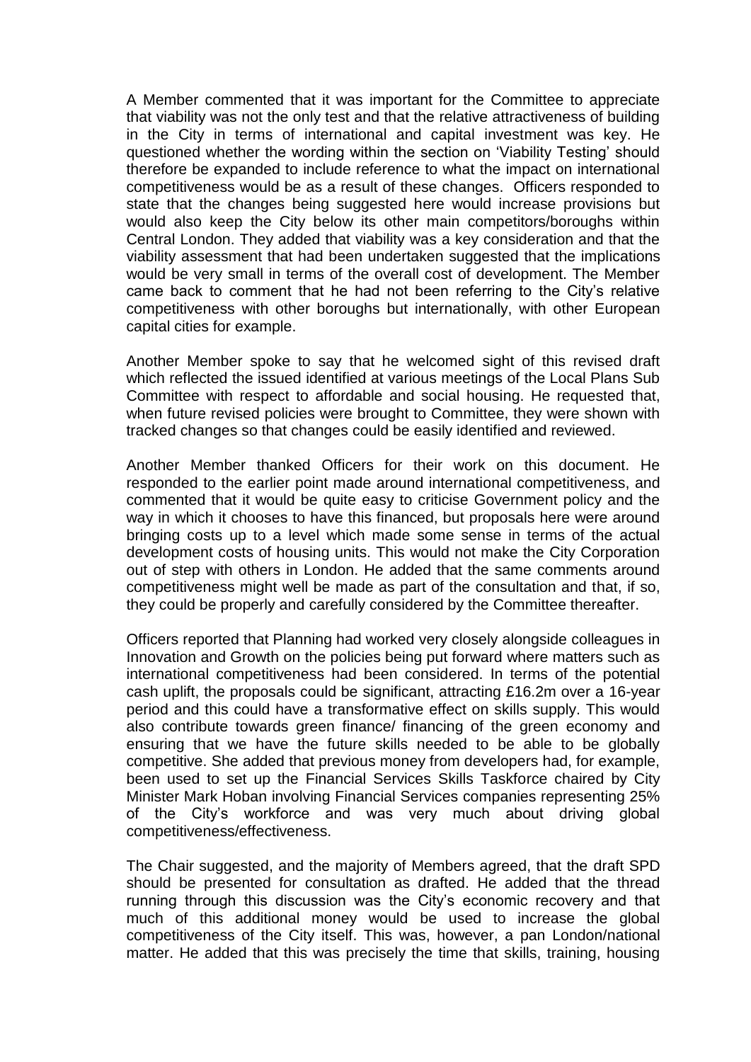A Member commented that it was important for the Committee to appreciate that viability was not the only test and that the relative attractiveness of building in the City in terms of international and capital investment was key. He questioned whether the wording within the section on 'Viability Testing' should therefore be expanded to include reference to what the impact on international competitiveness would be as a result of these changes. Officers responded to state that the changes being suggested here would increase provisions but would also keep the City below its other main competitors/boroughs within Central London. They added that viability was a key consideration and that the viability assessment that had been undertaken suggested that the implications would be very small in terms of the overall cost of development. The Member came back to comment that he had not been referring to the City's relative competitiveness with other boroughs but internationally, with other European capital cities for example.

Another Member spoke to say that he welcomed sight of this revised draft which reflected the issued identified at various meetings of the Local Plans Sub Committee with respect to affordable and social housing. He requested that, when future revised policies were brought to Committee, they were shown with tracked changes so that changes could be easily identified and reviewed.

Another Member thanked Officers for their work on this document. He responded to the earlier point made around international competitiveness, and commented that it would be quite easy to criticise Government policy and the way in which it chooses to have this financed, but proposals here were around bringing costs up to a level which made some sense in terms of the actual development costs of housing units. This would not make the City Corporation out of step with others in London. He added that the same comments around competitiveness might well be made as part of the consultation and that, if so, they could be properly and carefully considered by the Committee thereafter.

Officers reported that Planning had worked very closely alongside colleagues in Innovation and Growth on the policies being put forward where matters such as international competitiveness had been considered. In terms of the potential cash uplift, the proposals could be significant, attracting £16.2m over a 16-year period and this could have a transformative effect on skills supply. This would also contribute towards green finance/ financing of the green economy and ensuring that we have the future skills needed to be able to be globally competitive. She added that previous money from developers had, for example, been used to set up the Financial Services Skills Taskforce chaired by City Minister Mark Hoban involving Financial Services companies representing 25% of the City's workforce and was very much about driving global competitiveness/effectiveness.

The Chair suggested, and the majority of Members agreed, that the draft SPD should be presented for consultation as drafted. He added that the thread running through this discussion was the City's economic recovery and that much of this additional money would be used to increase the global competitiveness of the City itself. This was, however, a pan London/national matter. He added that this was precisely the time that skills, training, housing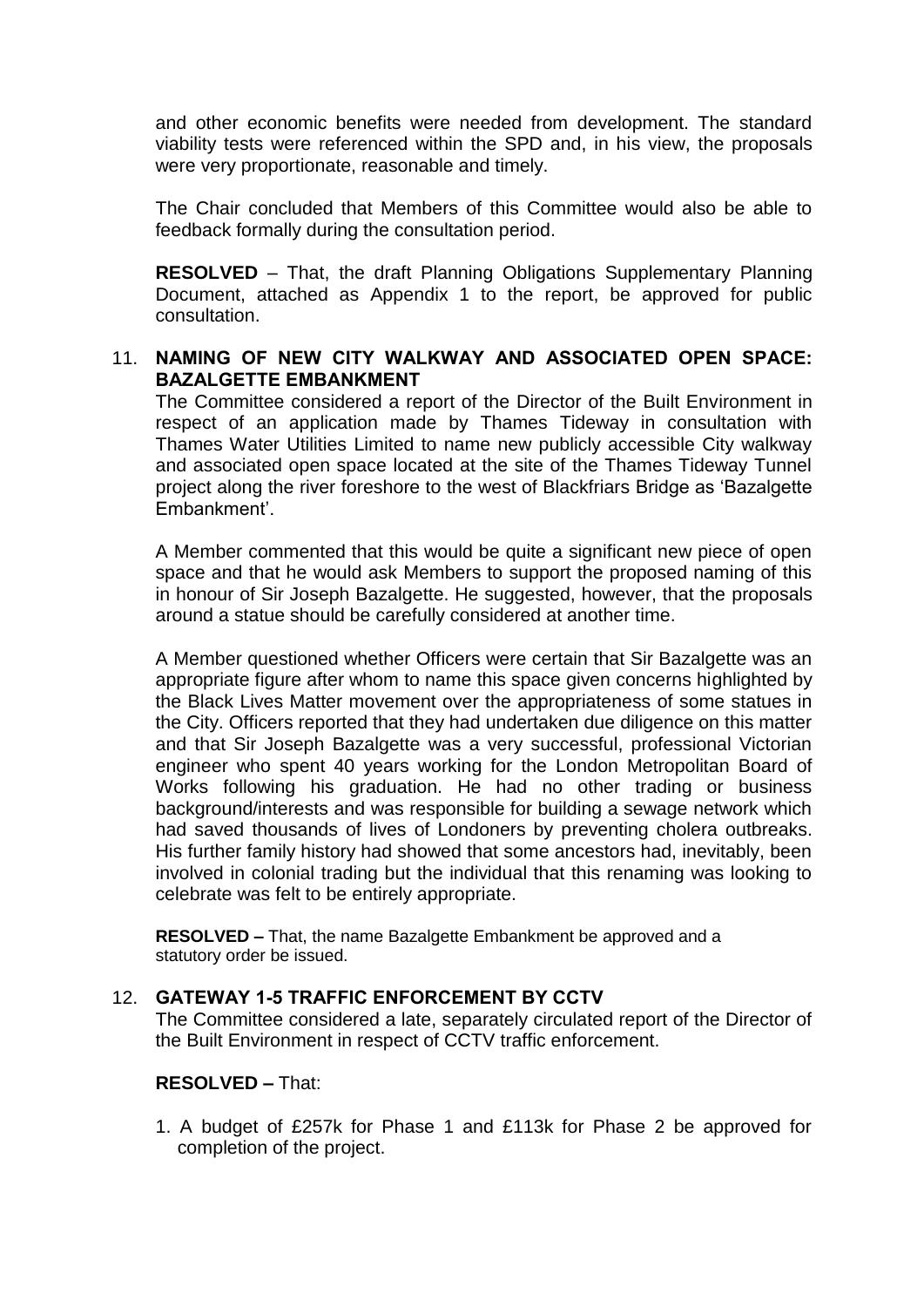and other economic benefits were needed from development. The standard viability tests were referenced within the SPD and, in his view, the proposals were very proportionate, reasonable and timely.

The Chair concluded that Members of this Committee would also be able to feedback formally during the consultation period.

**RESOLVED** – That, the draft Planning Obligations Supplementary Planning Document, attached as Appendix 1 to the report, be approved for public consultation.

11. **NAMING OF NEW CITY WALKWAY AND ASSOCIATED OPEN SPACE: BAZALGETTE EMBANKMENT**

The Committee considered a report of the Director of the Built Environment in respect of an application made by Thames Tideway in consultation with Thames Water Utilities Limited to name new publicly accessible City walkway and associated open space located at the site of the Thames Tideway Tunnel project along the river foreshore to the west of Blackfriars Bridge as 'Bazalgette Embankment'.

A Member commented that this would be quite a significant new piece of open space and that he would ask Members to support the proposed naming of this in honour of Sir Joseph Bazalgette. He suggested, however, that the proposals around a statue should be carefully considered at another time.

A Member questioned whether Officers were certain that Sir Bazalgette was an appropriate figure after whom to name this space given concerns highlighted by the Black Lives Matter movement over the appropriateness of some statues in the City. Officers reported that they had undertaken due diligence on this matter and that Sir Joseph Bazalgette was a very successful, professional Victorian engineer who spent 40 years working for the London Metropolitan Board of Works following his graduation. He had no other trading or business background/interests and was responsible for building a sewage network which had saved thousands of lives of Londoners by preventing cholera outbreaks. His further family history had showed that some ancestors had, inevitably, been involved in colonial trading but the individual that this renaming was looking to celebrate was felt to be entirely appropriate.

**RESOLVED –** That, the name Bazalgette Embankment be approved and a statutory order be issued.

12. **GATEWAY 1-5 TRAFFIC ENFORCEMENT BY CCTV**

The Committee considered a late, separately circulated report of the Director of the Built Environment in respect of CCTV traffic enforcement.

**RESOLVED –** That:

1. A budget of £257k for Phase 1 and £113k for Phase 2 be approved for completion of the project.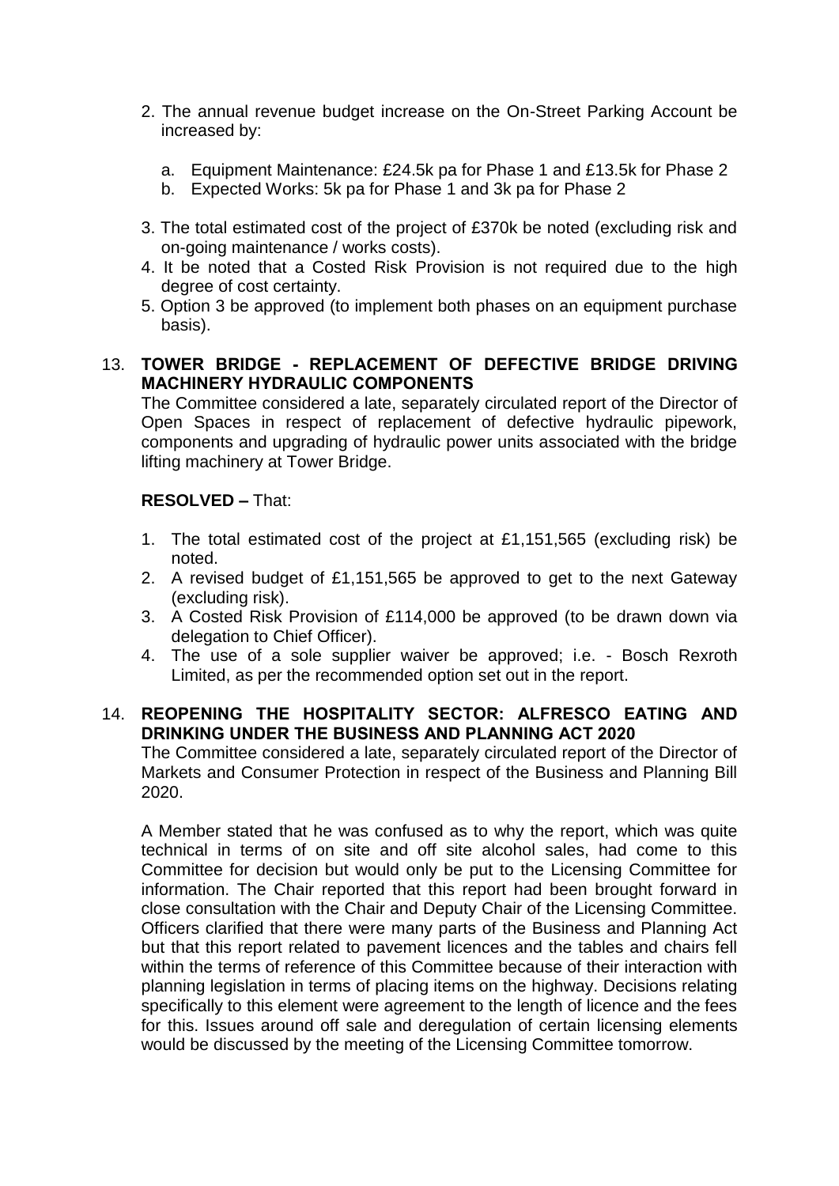2. The annual revenue budget increase on the On-Street Parking Account be increased by:

   a. Equipment Maintenance: £24.5k pa for Phase 1 and £13.5k for Phase 2
   b. Expected Works: 5k pa for Phase 1 and 3k pa for Phase 2

3. The total estimated cost of the project of £370k be noted (excluding risk and on-going maintenance / works costs).
4. It be noted that a Costed Risk Provision is not required due to the high degree of cost certainty.
5. Option 3 be approved (to implement both phases on an equipment purchase basis).

13. **TOWER BRIDGE - REPLACEMENT OF DEFECTIVE BRIDGE DRIVING MACHINERY HYDRAULIC COMPONENTS**

The Committee considered a late, separately circulated report of the Director of Open Spaces in respect of replacement of defective hydraulic pipework, components and upgrading of hydraulic power units associated with the bridge lifting machinery at Tower Bridge.

**RESOLVED –** That:

1. The total estimated cost of the project at £1,151,565 (excluding risk) be noted.
2. A revised budget of £1,151,565 be approved to get to the next Gateway (excluding risk).
3. A Costed Risk Provision of £114,000 be approved (to be drawn down via delegation to Chief Officer).
4. The use of a sole supplier waiver be approved; i.e. - Bosch Rexroth Limited, as per the recommended option set out in the report.

14. **REOPENING THE HOSPITALITY SECTOR: ALFRESCO EATING AND DRINKING UNDER THE BUSINESS AND PLANNING ACT 2020**

The Committee considered a late, separately circulated report of the Director of Markets and Consumer Protection in respect of the Business and Planning Bill 2020.

A Member stated that he was confused as to why the report, which was quite technical in terms of on site and off site alcohol sales, had come to this Committee for decision but would only be put to the Licensing Committee for information. The Chair reported that this report had been brought forward in close consultation with the Chair and Deputy Chair of the Licensing Committee. Officers clarified that there were many parts of the Business and Planning Act but that this report related to pavement licences and the tables and chairs fell within the terms of reference of this Committee because of their interaction with planning legislation in terms of placing items on the highway. Decisions relating specifically to this element were agreement to the length of licence and the fees for this. Issues around off sale and deregulation of certain licensing elements would be discussed by the meeting of the Licensing Committee tomorrow.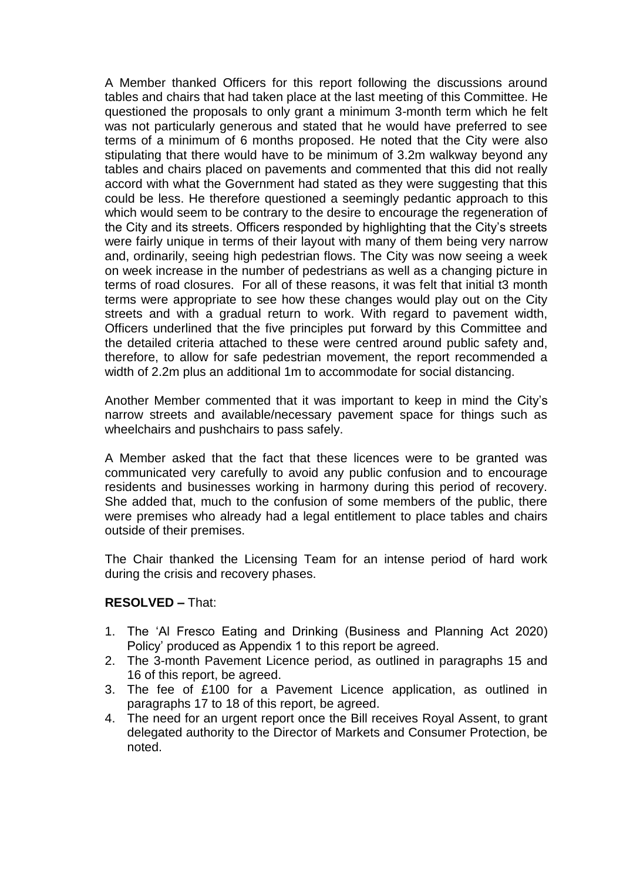A Member thanked Officers for this report following the discussions around tables and chairs that had taken place at the last meeting of this Committee. He questioned the proposals to only grant a minimum 3-month term which he felt was not particularly generous and stated that he would have preferred to see terms of a minimum of 6 months proposed. He noted that the City were also stipulating that there would have to be minimum of 3.2m walkway beyond any tables and chairs placed on pavements and commented that this did not really accord with what the Government had stated as they were suggesting that this could be less. He therefore questioned a seemingly pedantic approach to this which would seem to be contrary to the desire to encourage the regeneration of the City and its streets. Officers responded by highlighting that the City's streets were fairly unique in terms of their layout with many of them being very narrow and, ordinarily, seeing high pedestrian flows. The City was now seeing a week on week increase in the number of pedestrians as well as a changing picture in terms of road closures. For all of these reasons, it was felt that initial t3 month terms were appropriate to see how these changes would play out on the City streets and with a gradual return to work. With regard to pavement width, Officers underlined that the five principles put forward by this Committee and the detailed criteria attached to these were centred around public safety and, therefore, to allow for safe pedestrian movement, the report recommended a width of 2.2m plus an additional 1m to accommodate for social distancing.

Another Member commented that it was important to keep in mind the City's narrow streets and available/necessary pavement space for things such as wheelchairs and pushchairs to pass safely.

A Member asked that the fact that these licences were to be granted was communicated very carefully to avoid any public confusion and to encourage residents and businesses working in harmony during this period of recovery. She added that, much to the confusion of some members of the public, there were premises who already had a legal entitlement to place tables and chairs outside of their premises.

The Chair thanked the Licensing Team for an intense period of hard work during the crisis and recovery phases.

**RESOLVED –** That:

1. The 'Al Fresco Eating and Drinking (Business and Planning Act 2020) Policy' produced as Appendix 1 to this report be agreed.
2. The 3-month Pavement Licence period, as outlined in paragraphs 15 and 16 of this report, be agreed.
3. The fee of £100 for a Pavement Licence application, as outlined in paragraphs 17 to 18 of this report, be agreed.
4. The need for an urgent report once the Bill receives Royal Assent, to grant delegated authority to the Director of Markets and Consumer Protection, be noted.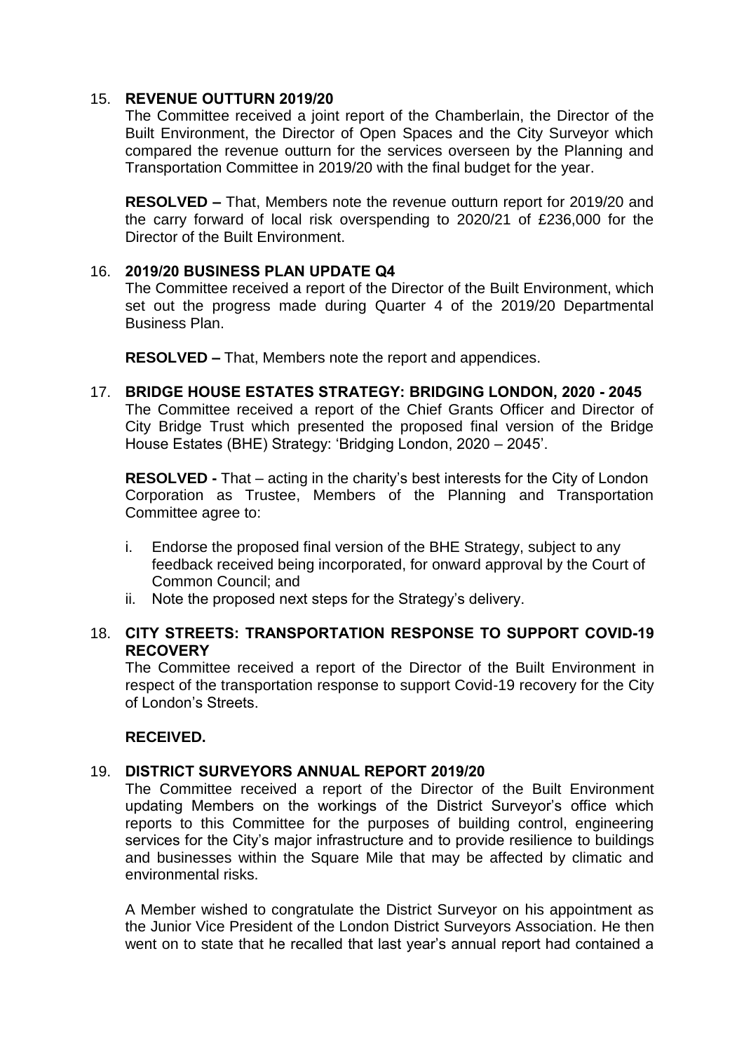15. **REVENUE OUTTURN 2019/20**

The Committee received a joint report of the Chamberlain, the Director of the Built Environment, the Director of Open Spaces and the City Surveyor which compared the revenue outturn for the services overseen by the Planning and Transportation Committee in 2019/20 with the final budget for the year.

**RESOLVED –** That, Members note the revenue outturn report for 2019/20 and the carry forward of local risk overspending to 2020/21 of £236,000 for the Director of the Built Environment.

16. **2019/20 BUSINESS PLAN UPDATE Q4**

The Committee received a report of the Director of the Built Environment, which set out the progress made during Quarter 4 of the 2019/20 Departmental Business Plan.

**RESOLVED –** That, Members note the report and appendices.

17. **BRIDGE HOUSE ESTATES STRATEGY: BRIDGING LONDON, 2020 - 2045**

The Committee received a report of the Chief Grants Officer and Director of City Bridge Trust which presented the proposed final version of the Bridge House Estates (BHE) Strategy: 'Bridging London, 2020 – 2045'.

**RESOLVED -** That – acting in the charity's best interests for the City of London Corporation as Trustee, Members of the Planning and Transportation Committee agree to:

i. Endorse the proposed final version of the BHE Strategy, subject to any feedback received being incorporated, for onward approval by the Court of Common Council; and
ii. Note the proposed next steps for the Strategy's delivery.

18. **CITY STREETS: TRANSPORTATION RESPONSE TO SUPPORT COVID-19 RECOVERY**

The Committee received a report of the Director of the Built Environment in respect of the transportation response to support Covid-19 recovery for the City of London's Streets.

**RECEIVED.**

19. **DISTRICT SURVEYORS ANNUAL REPORT 2019/20**

The Committee received a report of the Director of the Built Environment updating Members on the workings of the District Surveyor's office which reports to this Committee for the purposes of building control, engineering services for the City's major infrastructure and to provide resilience to buildings and businesses within the Square Mile that may be affected by climatic and environmental risks.

A Member wished to congratulate the District Surveyor on his appointment as the Junior Vice President of the London District Surveyors Association. He then went on to state that he recalled that last year's annual report had contained a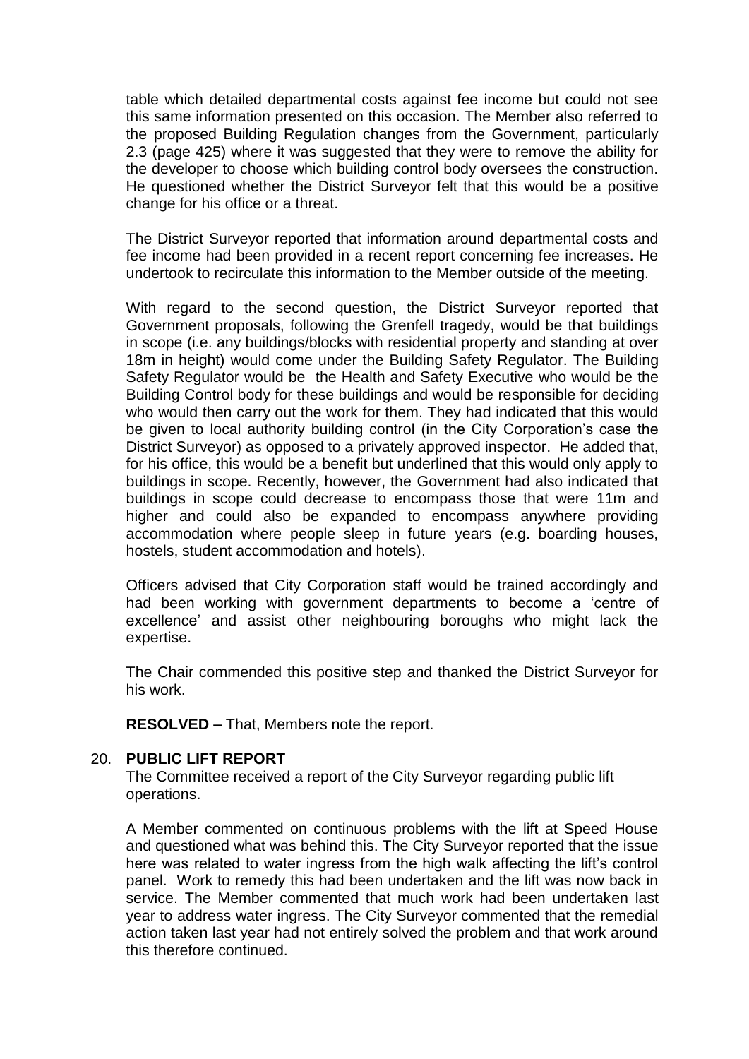table which detailed departmental costs against fee income but could not see this same information presented on this occasion. The Member also referred to the proposed Building Regulation changes from the Government, particularly 2.3 (page 425) where it was suggested that they were to remove the ability for the developer to choose which building control body oversees the construction. He questioned whether the District Surveyor felt that this would be a positive change for his office or a threat.

The District Surveyor reported that information around departmental costs and fee income had been provided in a recent report concerning fee increases. He undertook to recirculate this information to the Member outside of the meeting.

With regard to the second question, the District Surveyor reported that Government proposals, following the Grenfell tragedy, would be that buildings in scope (i.e. any buildings/blocks with residential property and standing at over 18m in height) would come under the Building Safety Regulator. The Building Safety Regulator would be the Health and Safety Executive who would be the Building Control body for these buildings and would be responsible for deciding who would then carry out the work for them. They had indicated that this would be given to local authority building control (in the City Corporation's case the District Surveyor) as opposed to a privately approved inspector. He added that, for his office, this would be a benefit but underlined that this would only apply to buildings in scope. Recently, however, the Government had also indicated that buildings in scope could decrease to encompass those that were 11m and higher and could also be expanded to encompass anywhere providing accommodation where people sleep in future years (e.g. boarding houses, hostels, student accommodation and hotels).

Officers advised that City Corporation staff would be trained accordingly and had been working with government departments to become a 'centre of excellence' and assist other neighbouring boroughs who might lack the expertise.

The Chair commended this positive step and thanked the District Surveyor for his work.

**RESOLVED –** That, Members note the report.

20. **PUBLIC LIFT REPORT**

The Committee received a report of the City Surveyor regarding public lift operations.

A Member commented on continuous problems with the lift at Speed House and questioned what was behind this. The City Surveyor reported that the issue here was related to water ingress from the high walk affecting the lift's control panel. Work to remedy this had been undertaken and the lift was now back in service. The Member commented that much work had been undertaken last year to address water ingress. The City Surveyor commented that the remedial action taken last year had not entirely solved the problem and that work around this therefore continued.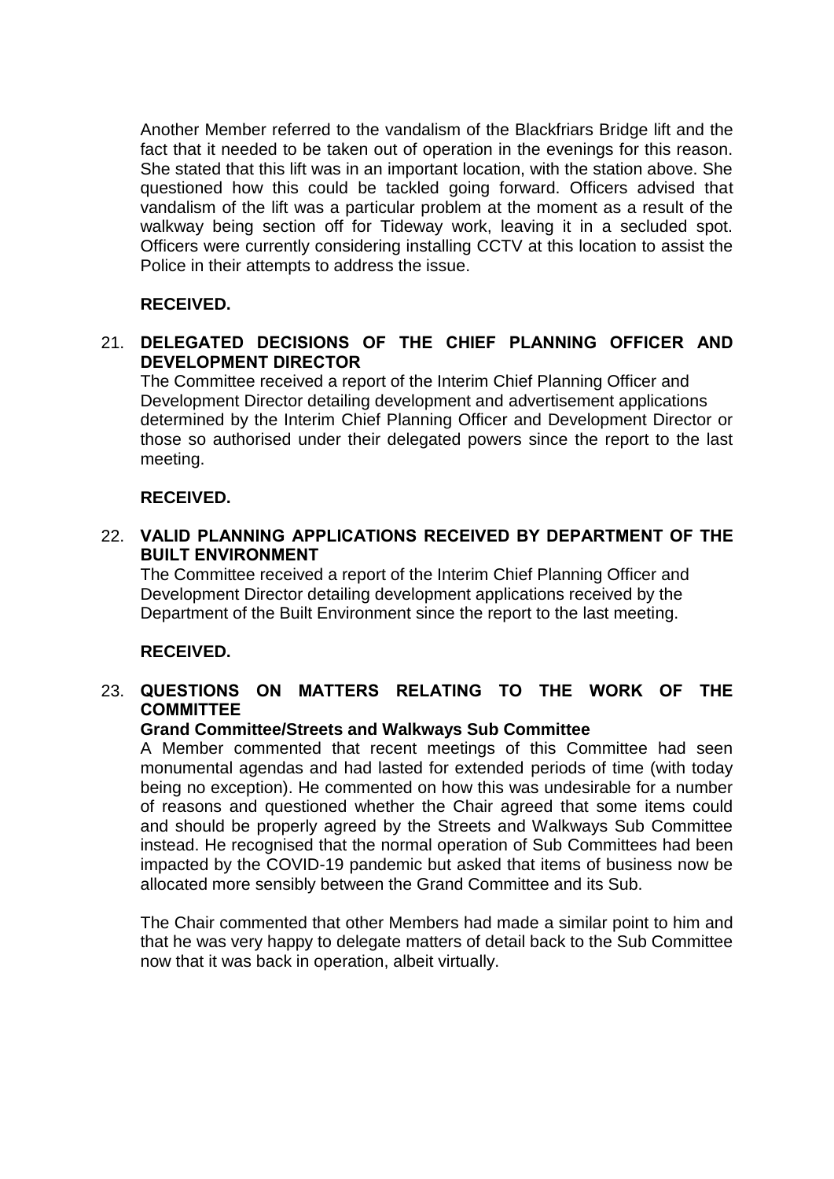Another Member referred to the vandalism of the Blackfriars Bridge lift and the fact that it needed to be taken out of operation in the evenings for this reason. She stated that this lift was in an important location, with the station above. She questioned how this could be tackled going forward. Officers advised that vandalism of the lift was a particular problem at the moment as a result of the walkway being section off for Tideway work, leaving it in a secluded spot. Officers were currently considering installing CCTV at this location to assist the Police in their attempts to address the issue.

**RECEIVED.**

21. **DELEGATED DECISIONS OF THE CHIEF PLANNING OFFICER AND DEVELOPMENT DIRECTOR**

The Committee received a report of the Interim Chief Planning Officer and Development Director detailing development and advertisement applications determined by the Interim Chief Planning Officer and Development Director or those so authorised under their delegated powers since the report to the last meeting.

**RECEIVED.**

22. **VALID PLANNING APPLICATIONS RECEIVED BY DEPARTMENT OF THE BUILT ENVIRONMENT**

The Committee received a report of the Interim Chief Planning Officer and Development Director detailing development applications received by the Department of the Built Environment since the report to the last meeting.

**RECEIVED.**

23. **QUESTIONS ON MATTERS RELATING TO THE WORK OF THE COMMITTEE**

**Grand Committee/Streets and Walkways Sub Committee**

A Member commented that recent meetings of this Committee had seen monumental agendas and had lasted for extended periods of time (with today being no exception). He commented on how this was undesirable for a number of reasons and questioned whether the Chair agreed that some items could and should be properly agreed by the Streets and Walkways Sub Committee instead. He recognised that the normal operation of Sub Committees had been impacted by the COVID-19 pandemic but asked that items of business now be allocated more sensibly between the Grand Committee and its Sub.

The Chair commented that other Members had made a similar point to him and that he was very happy to delegate matters of detail back to the Sub Committee now that it was back in operation, albeit virtually.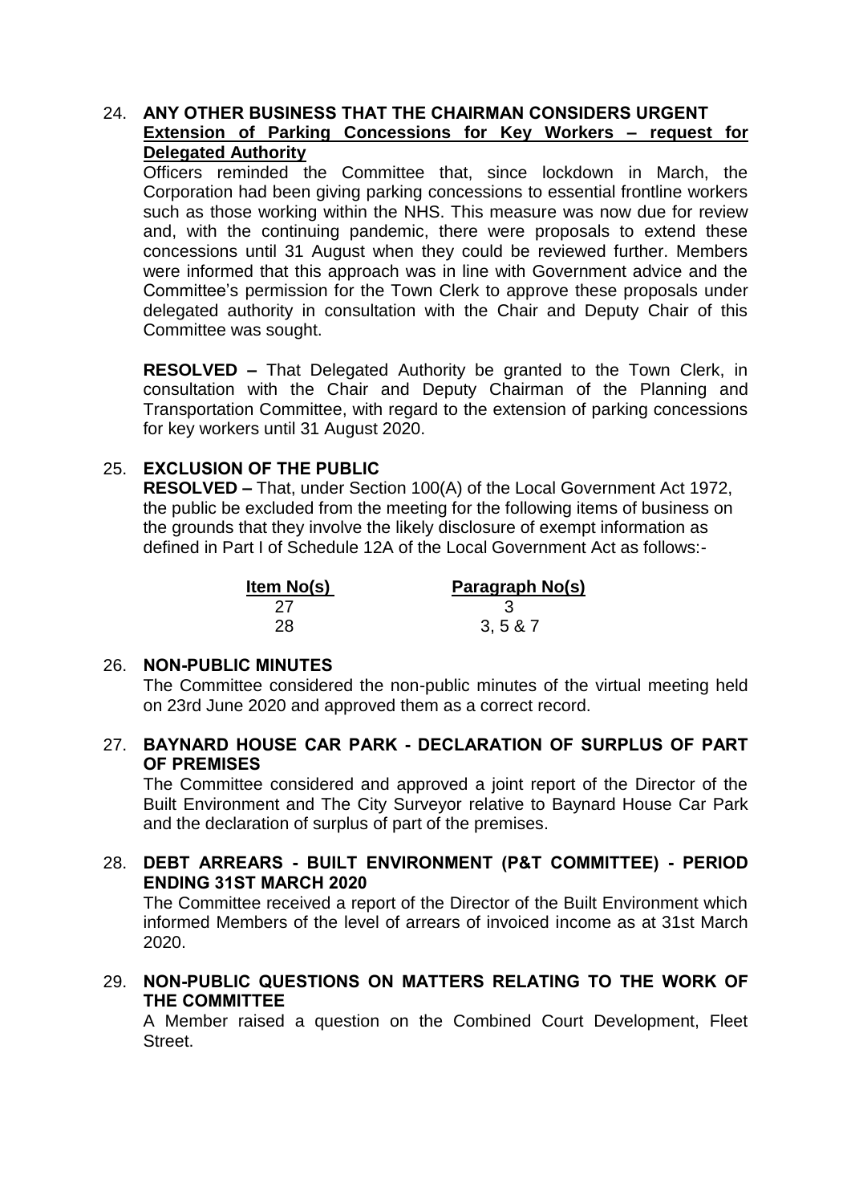## 24. ANY OTHER BUSINESS THAT THE CHAIRMAN CONSIDERS URGENT

**Extension of Parking Concessions for Key Workers – request for Delegated Authority**

Officers reminded the Committee that, since lockdown in March, the Corporation had been giving parking concessions to essential frontline workers such as those working within the NHS. This measure was now due for review and, with the continuing pandemic, there were proposals to extend these concessions until 31 August when they could be reviewed further. Members were informed that this approach was in line with Government advice and the Committee's permission for the Town Clerk to approve these proposals under delegated authority in consultation with the Chair and Deputy Chair of this Committee was sought.

**RESOLVED –** That Delegated Authority be granted to the Town Clerk, in consultation with the Chair and Deputy Chairman of the Planning and Transportation Committee, with regard to the extension of parking concessions for key workers until 31 August 2020.

## 25. EXCLUSION OF THE PUBLIC

**RESOLVED –** That, under Section 100(A) of the Local Government Act 1972, the public be excluded from the meeting for the following items of business on the grounds that they involve the likely disclosure of exempt information as defined in Part I of Schedule 12A of the Local Government Act as follows:-

| Item No(s) | Paragraph No(s) |
|---|---|
| 27 | 3 |
| 28 | 3, 5 & 7 |

## 26. NON-PUBLIC MINUTES

The Committee considered the non-public minutes of the virtual meeting held on 23rd June 2020 and approved them as a correct record.

## 27. BAYNARD HOUSE CAR PARK - DECLARATION OF SURPLUS OF PART OF PREMISES

The Committee considered and approved a joint report of the Director of the Built Environment and The City Surveyor relative to Baynard House Car Park and the declaration of surplus of part of the premises.

## 28. DEBT ARREARS - BUILT ENVIRONMENT (P&T COMMITTEE) - PERIOD ENDING 31ST MARCH 2020

The Committee received a report of the Director of the Built Environment which informed Members of the level of arrears of invoiced income as at 31st March 2020.

## 29. NON-PUBLIC QUESTIONS ON MATTERS RELATING TO THE WORK OF THE COMMITTEE

A Member raised a question on the Combined Court Development, Fleet Street.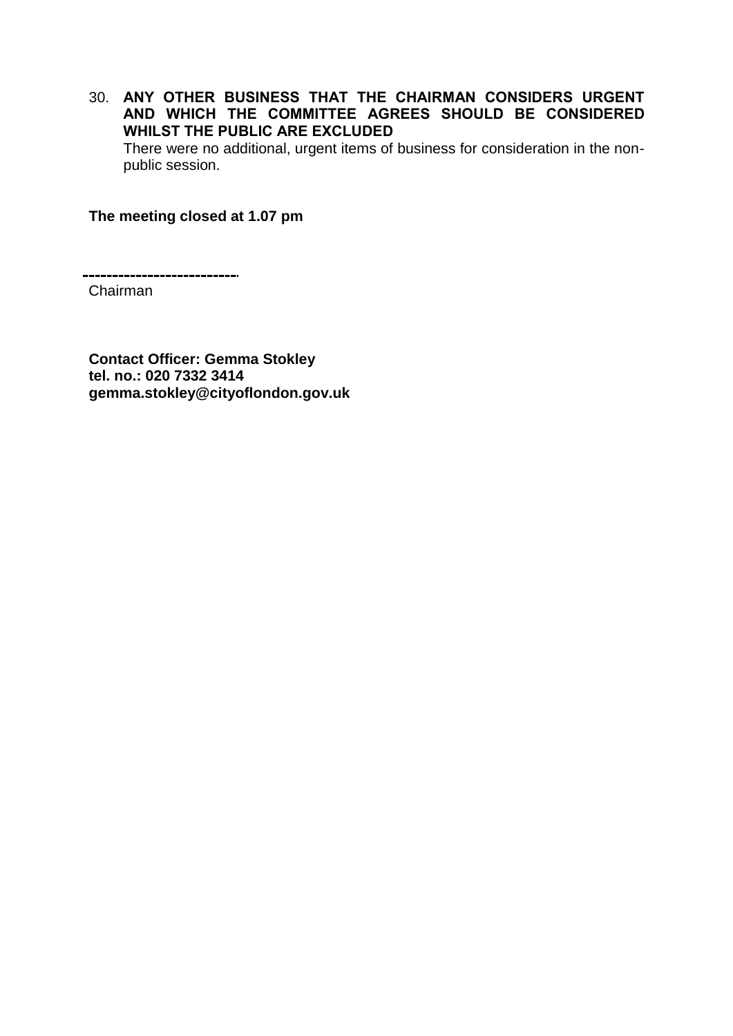30. **ANY OTHER BUSINESS THAT THE CHAIRMAN CONSIDERS URGENT AND WHICH THE COMMITTEE AGREES SHOULD BE CONSIDERED WHILST THE PUBLIC ARE EXCLUDED**

    There were no additional, urgent items of business for consideration in the non-public session.

**The meeting closed at 1.07 pm**

---------------------------

Chairman

**Contact Officer: Gemma Stokley**
**tel. no.: 020 7332 3414**
**gemma.stokley@cityoflondon.gov.uk**